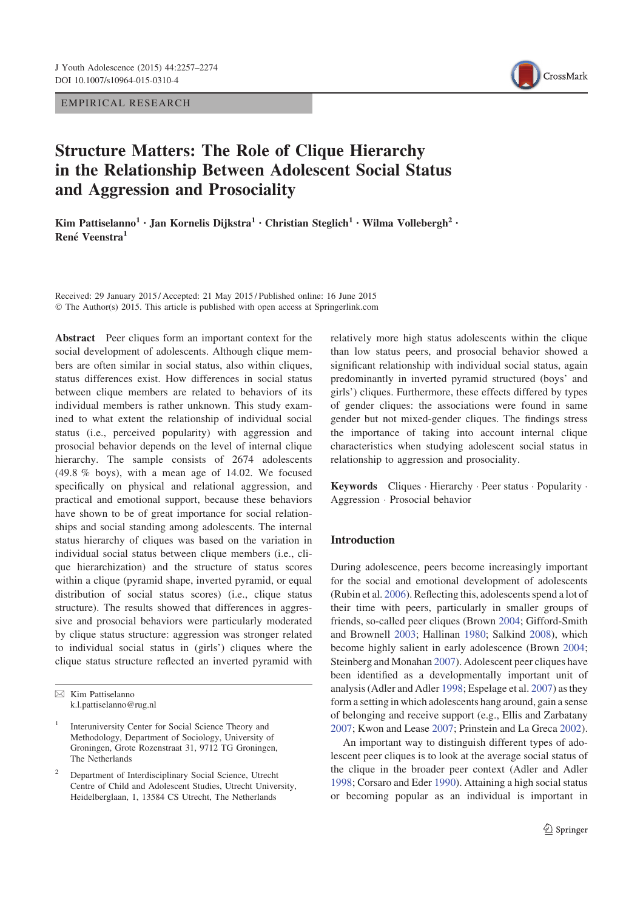EMPIRICAL RESEARCH

# Structure Matters: The Role of Clique Hierarchy in the Relationship Between Adolescent Social Status and Aggression and Prosociality

**Kim Pattiselanno[1] · Jan Kornelis Dijkstra[1] · Christian Steglich[1] · Wilma Vollebergh[2] · René Veenstra[1]**

Received: 29 January 2015 / Accepted: 21 May 2015 / Published online: 16 June 2015
© The Author(s) 2015. This article is published with open access at Springerlink.com

**Abstract** Peer cliques form an important context for the social development of adolescents. Although clique members are often similar in social status, also within cliques, status differences exist. How differences in social status between clique members are related to behaviors of its individual members is rather unknown. This study examined to what extent the relationship of individual social status (i.e., perceived popularity) with aggression and prosocial behavior depends on the level of internal clique hierarchy. The sample consists of 2674 adolescents (49.8 % boys), with a mean age of 14.02. We focused specifically on physical and relational aggression, and practical and emotional support, because these behaviors have shown to be of great importance for social relationships and social standing among adolescents. The internal status hierarchy of cliques was based on the variation in individual social status between clique members (i.e., clique hierarchization) and the structure of status scores within a clique (pyramid shape, inverted pyramid, or equal distribution of social status scores) (i.e., clique status structure). The results showed that differences in aggressive and prosocial behaviors were particularly moderated by clique status structure: aggression was stronger related to individual social status in (girls') cliques where the clique status structure reflected an inverted pyramid with relatively more high status adolescents within the clique than low status peers, and prosocial behavior showed a significant relationship with individual social status, again predominantly in inverted pyramid structured (boys' and girls') cliques. Furthermore, these effects differed by types of gender cliques: the associations were found in same gender but not mixed-gender cliques. The findings stress the importance of taking into account internal clique characteristics when studying adolescent social status in relationship to aggression and prosociality.

**Keywords** Cliques · Hierarchy · Peer status · Popularity · Aggression · Prosocial behavior

## Introduction

During adolescence, peers become increasingly important for the social and emotional development of adolescents (Rubin et al. 2006). Reflecting this, adolescents spend a lot of their time with peers, particularly in smaller groups of friends, so-called peer cliques (Brown 2004; Gifford-Smith and Brownell 2003; Hallinan 1980; Salkind 2008), which become highly salient in early adolescence (Brown 2004; Steinberg and Monahan 2007). Adolescent peer cliques have been identified as a developmentally important unit of analysis (Adler and Adler 1998; Espelage et al. 2007) as they form a setting in which adolescents hang around, gain a sense of belonging and receive support (e.g., Ellis and Zarbatany 2007; Kwon and Lease 2007; Prinstein and La Greca 2002).

An important way to distinguish different types of adolescent peer cliques is to look at the average social status of the clique in the broader peer context (Adler and Adler 1998; Corsaro and Eder 1990). Attaining a high social status or becoming popular as an individual is important in

✉ Kim Pattiselanno
k.l.pattiselanno@rug.nl

[1] Interuniversity Center for Social Science Theory and Methodology, Department of Sociology, University of Groningen, Grote Rozenstraat 31, 9712 TG Groningen, The Netherlands

[2] Department of Interdisciplinary Social Science, Utrecht Centre of Child and Adolescent Studies, Utrecht University, Heidelberglaan, 1, 13584 CS Utrecht, The Netherlands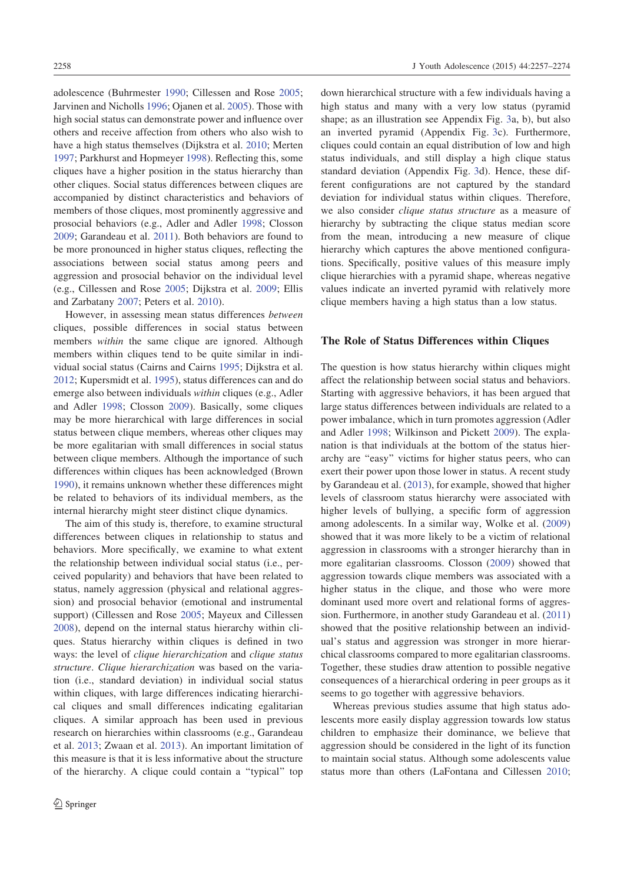adolescence (Buhrmester 1990; Cillessen and Rose 2005; Jarvinen and Nicholls 1996; Ojanen et al. 2005). Those with high social status can demonstrate power and influence over others and receive affection from others who also wish to have a high status themselves (Dijkstra et al. 2010; Merten 1997; Parkhurst and Hopmeyer 1998). Reflecting this, some cliques have a higher position in the status hierarchy than other cliques. Social status differences between cliques are accompanied by distinct characteristics and behaviors of members of those cliques, most prominently aggressive and prosocial behaviors (e.g., Adler and Adler 1998; Closson 2009; Garandeau et al. 2011). Both behaviors are found to be more pronounced in higher status cliques, reflecting the associations between social status among peers and aggression and prosocial behavior on the individual level (e.g., Cillessen and Rose 2005; Dijkstra et al. 2009; Ellis and Zarbatany 2007; Peters et al. 2010).

However, in assessing mean status differences *between* cliques, possible differences in social status between members *within* the same clique are ignored. Although members within cliques tend to be quite similar in individual social status (Cairns and Cairns 1995; Dijkstra et al. 2012; Kupersmidt et al. 1995), status differences can and do emerge also between individuals *within* cliques (e.g., Adler and Adler 1998; Closson 2009). Basically, some cliques may be more hierarchical with large differences in social status between clique members, whereas other cliques may be more egalitarian with small differences in social status between clique members. Although the importance of such differences within cliques has been acknowledged (Brown 1990), it remains unknown whether these differences might be related to behaviors of its individual members, as the internal hierarchy might steer distinct clique dynamics.

The aim of this study is, therefore, to examine structural differences between cliques in relationship to status and behaviors. More specifically, we examine to what extent the relationship between individual social status (i.e., perceived popularity) and behaviors that have been related to status, namely aggression (physical and relational aggression) and prosocial behavior (emotional and instrumental support) (Cillessen and Rose 2005; Mayeux and Cillessen 2008), depend on the internal status hierarchy within cliques. Status hierarchy within cliques is defined in two ways: the level of *clique hierarchization* and *clique status structure*. *Clique hierarchization* was based on the variation (i.e., standard deviation) in individual social status within cliques, with large differences indicating hierarchical cliques and small differences indicating egalitarian cliques. A similar approach has been used in previous research on hierarchies within classrooms (e.g., Garandeau et al. 2013; Zwaan et al. 2013). An important limitation of this measure is that it is less informative about the structure of the hierarchy. A clique could contain a "typical" top down hierarchical structure with a few individuals having a high status and many with a very low status (pyramid shape; as an illustration see Appendix Fig. 3a, b), but also an inverted pyramid (Appendix Fig. 3c). Furthermore, cliques could contain an equal distribution of low and high status individuals, and still display a high clique status standard deviation (Appendix Fig. 3d). Hence, these different configurations are not captured by the standard deviation for individual status within cliques. Therefore, we also consider *clique status structure* as a measure of hierarchy by subtracting the clique status median score from the mean, introducing a new measure of clique hierarchy which captures the above mentioned configurations. Specifically, positive values of this measure imply clique hierarchies with a pyramid shape, whereas negative values indicate an inverted pyramid with relatively more clique members having a high status than a low status.

## The Role of Status Differences within Cliques

The question is how status hierarchy within cliques might affect the relationship between social status and behaviors. Starting with aggressive behaviors, it has been argued that large status differences between individuals are related to a power imbalance, which in turn promotes aggression (Adler and Adler 1998; Wilkinson and Pickett 2009). The explanation is that individuals at the bottom of the status hierarchy are "easy" victims for higher status peers, who can exert their power upon those lower in status. A recent study by Garandeau et al. (2013), for example, showed that higher levels of classroom status hierarchy were associated with higher levels of bullying, a specific form of aggression among adolescents. In a similar way, Wolke et al. (2009) showed that it was more likely to be a victim of relational aggression in classrooms with a stronger hierarchy than in more egalitarian classrooms. Closson (2009) showed that aggression towards clique members was associated with a higher status in the clique, and those who were more dominant used more overt and relational forms of aggression. Furthermore, in another study Garandeau et al. (2011) showed that the positive relationship between an individual's status and aggression was stronger in more hierarchical classrooms compared to more egalitarian classrooms. Together, these studies draw attention to possible negative consequences of a hierarchical ordering in peer groups as it seems to go together with aggressive behaviors.

Whereas previous studies assume that high status adolescents more easily display aggression towards low status children to emphasize their dominance, we believe that aggression should be considered in the light of its function to maintain social status. Although some adolescents value status more than others (LaFontana and Cillessen 2010;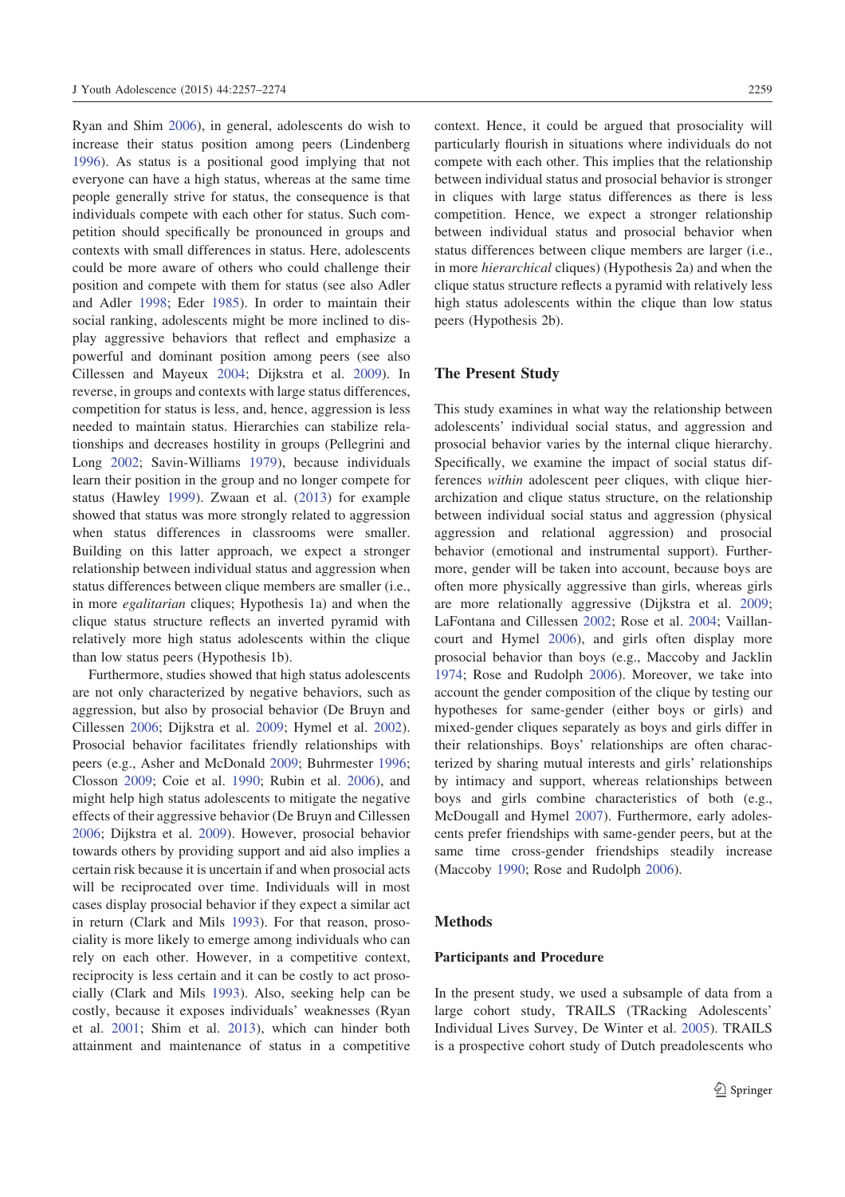Ryan and Shim 2006), in general, adolescents do wish to increase their status position among peers (Lindenberg 1996). As status is a positional good implying that not everyone can have a high status, whereas at the same time people generally strive for status, the consequence is that individuals compete with each other for status. Such competition should specifically be pronounced in groups and contexts with small differences in status. Here, adolescents could be more aware of others who could challenge their position and compete with them for status (see also Adler and Adler 1998; Eder 1985). In order to maintain their social ranking, adolescents might be more inclined to display aggressive behaviors that reflect and emphasize a powerful and dominant position among peers (see also Cillessen and Mayeux 2004; Dijkstra et al. 2009). In reverse, in groups and contexts with large status differences, competition for status is less, and, hence, aggression is less needed to maintain status. Hierarchies can stabilize relationships and decreases hostility in groups (Pellegrini and Long 2002; Savin-Williams 1979), because individuals learn their position in the group and no longer compete for status (Hawley 1999). Zwaan et al. (2013) for example showed that status was more strongly related to aggression when status differences in classrooms were smaller. Building on this latter approach, we expect a stronger relationship between individual status and aggression when status differences between clique members are smaller (i.e., in more *egalitarian* cliques; Hypothesis 1a) and when the clique status structure reflects an inverted pyramid with relatively more high status adolescents within the clique than low status peers (Hypothesis 1b).

Furthermore, studies showed that high status adolescents are not only characterized by negative behaviors, such as aggression, but also by prosocial behavior (De Bruyn and Cillessen 2006; Dijkstra et al. 2009; Hymel et al. 2002). Prosocial behavior facilitates friendly relationships with peers (e.g., Asher and McDonald 2009; Buhrmester 1996; Closson 2009; Coie et al. 1990; Rubin et al. 2006), and might help high status adolescents to mitigate the negative effects of their aggressive behavior (De Bruyn and Cillessen 2006; Dijkstra et al. 2009). However, prosocial behavior towards others by providing support and aid also implies a certain risk because it is uncertain if and when prosocial acts will be reciprocated over time. Individuals will in most cases display prosocial behavior if they expect a similar act in return (Clark and Mils 1993). For that reason, prosociality is more likely to emerge among individuals who can rely on each other. However, in a competitive context, reciprocity is less certain and it can be costly to act prosocially (Clark and Mils 1993). Also, seeking help can be costly, because it exposes individuals' weaknesses (Ryan et al. 2001; Shim et al. 2013), which can hinder both attainment and maintenance of status in a competitive context. Hence, it could be argued that prosociality will particularly flourish in situations where individuals do not compete with each other. This implies that the relationship between individual status and prosocial behavior is stronger in cliques with large status differences as there is less competition. Hence, we expect a stronger relationship between individual status and prosocial behavior when status differences between clique members are larger (i.e., in more *hierarchical* cliques) (Hypothesis 2a) and when the clique status structure reflects a pyramid with relatively less high status adolescents within the clique than low status peers (Hypothesis 2b).

## The Present Study

This study examines in what way the relationship between adolescents' individual social status, and aggression and prosocial behavior varies by the internal clique hierarchy. Specifically, we examine the impact of social status differences *within* adolescent peer cliques, with clique hierarchization and clique status structure, on the relationship between individual social status and aggression (physical aggression and relational aggression) and prosocial behavior (emotional and instrumental support). Furthermore, gender will be taken into account, because boys are often more physically aggressive than girls, whereas girls are more relationally aggressive (Dijkstra et al. 2009; LaFontana and Cillessen 2002; Rose et al. 2004; Vaillancourt and Hymel 2006), and girls often display more prosocial behavior than boys (e.g., Maccoby and Jacklin 1974; Rose and Rudolph 2006). Moreover, we take into account the gender composition of the clique by testing our hypotheses for same-gender (either boys or girls) and mixed-gender cliques separately as boys and girls differ in their relationships. Boys' relationships are often characterized by sharing mutual interests and girls' relationships by intimacy and support, whereas relationships between boys and girls combine characteristics of both (e.g., McDougall and Hymel 2007). Furthermore, early adolescents prefer friendships with same-gender peers, but at the same time cross-gender friendships steadily increase (Maccoby 1990; Rose and Rudolph 2006).

## Methods

### Participants and Procedure

In the present study, we used a subsample of data from a large cohort study, TRAILS (TRacking Adolescents' Individual Lives Survey, De Winter et al. 2005). TRAILS is a prospective cohort study of Dutch preadolescents who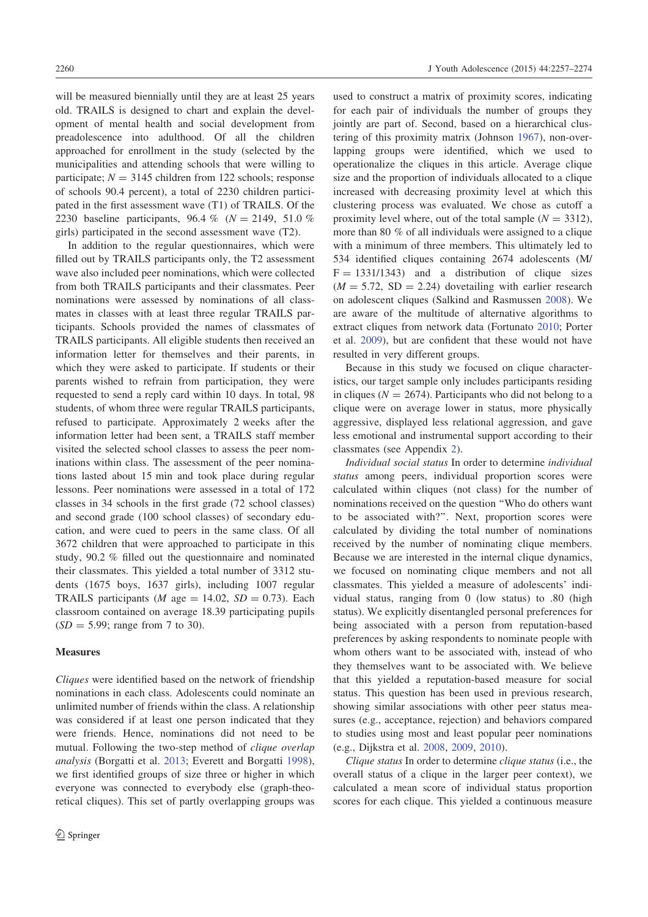will be measured biennially until they are at least 25 years old. TRAILS is designed to chart and explain the development of mental health and social development from preadolescence into adulthood. Of all the children approached for enrollment in the study (selected by the municipalities and attending schools that were willing to participate; $N = 3145$ children from 122 schools; response of schools 90.4 percent), a total of 2230 children participated in the first assessment wave (T1) of TRAILS. Of the 2230 baseline participants, 96.4 % ($N = 2149$, 51.0 % girls) participated in the second assessment wave (T2).

In addition to the regular questionnaires, which were filled out by TRAILS participants only, the T2 assessment wave also included peer nominations, which were collected from both TRAILS participants and their classmates. Peer nominations were assessed by nominations of all classmates in classes with at least three regular TRAILS participants. Schools provided the names of classmates of TRAILS participants. All eligible students then received an information letter for themselves and their parents, in which they were asked to participate. If students or their parents wished to refrain from participation, they were requested to send a reply card within 10 days. In total, 98 students, of whom three were regular TRAILS participants, refused to participate. Approximately 2 weeks after the information letter had been sent, a TRAILS staff member visited the selected school classes to assess the peer nominations within class. The assessment of the peer nominations lasted about 15 min and took place during regular lessons. Peer nominations were assessed in a total of 172 classes in 34 schools in the first grade (72 school classes) and second grade (100 school classes) of secondary education, and were cued to peers in the same class. Of all 3672 children that were approached to participate in this study, 90.2 % filled out the questionnaire and nominated their classmates. This yielded a total number of 3312 students (1675 boys, 1637 girls), including 1007 regular TRAILS participants ($M$ age = 14.02, $SD = 0.73$). Each classroom contained on average 18.39 participating pupils ($SD = 5.99$; range from 7 to 30).

### Measures

*Cliques* were identified based on the network of friendship nominations in each class. Adolescents could nominate an unlimited number of friends within the class. A relationship was considered if at least one person indicated that they were friends. Hence, nominations did not need to be mutual. Following the two-step method of *clique overlap analysis* (Borgatti et al. 2013; Everett and Borgatti 1998), we first identified groups of size three or higher in which everyone was connected to everybody else (graph-theoretical cliques). This set of partly overlapping groups was used to construct a matrix of proximity scores, indicating for each pair of individuals the number of groups they jointly are part of. Second, based on a hierarchical clustering of this proximity matrix (Johnson 1967), non-overlapping groups were identified, which we used to operationalize the cliques in this article. Average clique size and the proportion of individuals allocated to a clique increased with decreasing proximity level at which this clustering process was evaluated. We chose as cutoff a proximity level where, out of the total sample ($N = 3312$), more than 80 % of all individuals were assigned to a clique with a minimum of three members. This ultimately led to 534 identified cliques containing 2674 adolescents (M/F = 1331/1343) and a distribution of clique sizes ($M = 5.72$, SD = 2.24) dovetailing with earlier research on adolescent cliques (Salkind and Rasmussen 2008). We are aware of the multitude of alternative algorithms to extract cliques from network data (Fortunato 2010; Porter et al. 2009), but are confident that these would not have resulted in very different groups.

Because in this study we focused on clique characteristics, our target sample only includes participants residing in cliques ($N = 2674$). Participants who did not belong to a clique were on average lower in status, more physically aggressive, displayed less relational aggression, and gave less emotional and instrumental support according to their classmates (see Appendix 2).

*Individual social status* In order to determine *individual status* among peers, individual proportion scores were calculated within cliques (not class) for the number of nominations received on the question "Who do others want to be associated with?". Next, proportion scores were calculated by dividing the total number of nominations received by the number of nominating clique members. Because we are interested in the internal clique dynamics, we focused on nominating clique members and not all classmates. This yielded a measure of adolescents' individual status, ranging from 0 (low status) to .80 (high status). We explicitly disentangled personal preferences for being associated with a person from reputation-based preferences by asking respondents to nominate people with whom others want to be associated with, instead of who they themselves want to be associated with. We believe that this yielded a reputation-based measure for social status. This question has been used in previous research, showing similar associations with other peer status measures (e.g., acceptance, rejection) and behaviors compared to studies using most and least popular peer nominations (e.g., Dijkstra et al. 2008, 2009, 2010).

*Clique status* In order to determine *clique status* (i.e., the overall status of a clique in the larger peer context), we calculated a mean score of individual status proportion scores for each clique. This yielded a continuous measure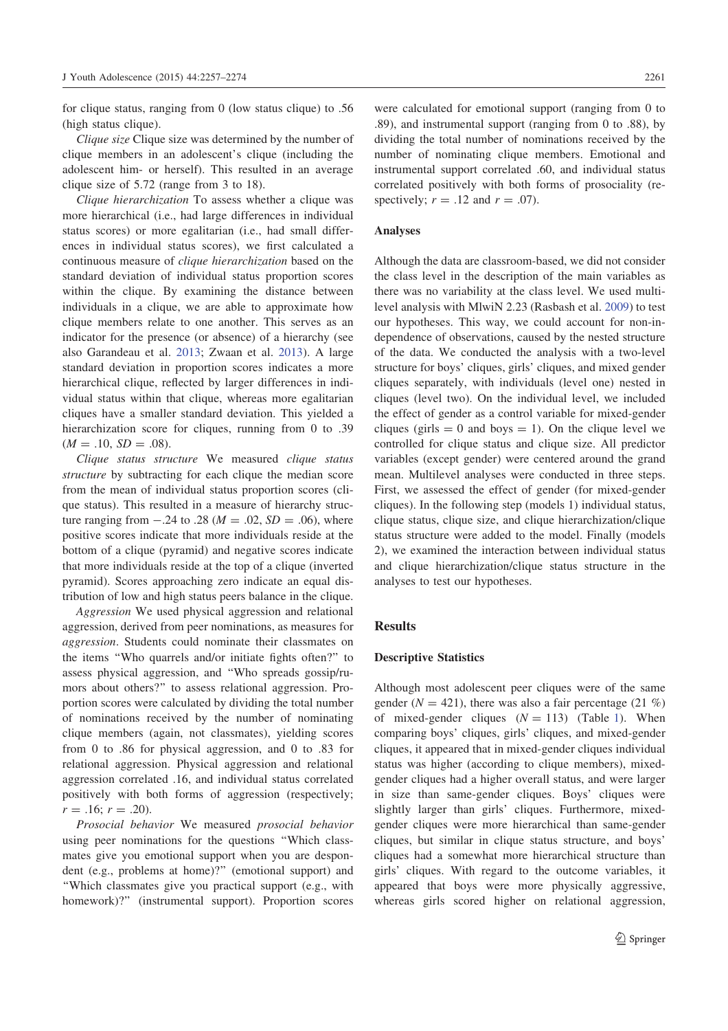for clique status, ranging from 0 (low status clique) to .56 (high status clique).

*Clique size* Clique size was determined by the number of clique members in an adolescent's clique (including the adolescent him- or herself). This resulted in an average clique size of 5.72 (range from 3 to 18).

*Clique hierarchization* To assess whether a clique was more hierarchical (i.e., had large differences in individual status scores) or more egalitarian (i.e., had small differences in individual status scores), we first calculated a continuous measure of *clique hierarchization* based on the standard deviation of individual status proportion scores within the clique. By examining the distance between individuals in a clique, we are able to approximate how clique members relate to one another. This serves as an indicator for the presence (or absence) of a hierarchy (see also Garandeau et al. 2013; Zwaan et al. 2013). A large standard deviation in proportion scores indicates a more hierarchical clique, reflected by larger differences in individual status within that clique, whereas more egalitarian cliques have a smaller standard deviation. This yielded a hierarchization score for cliques, running from 0 to .39 ($M = .10$, $SD = .08$).

*Clique status structure* We measured *clique status structure* by subtracting for each clique the median score from the mean of individual status proportion scores (clique status). This resulted in a measure of hierarchy structure ranging from −.24 to .28 ($M = .02$, $SD = .06$), where positive scores indicate that more individuals reside at the bottom of a clique (pyramid) and negative scores indicate that more individuals reside at the top of a clique (inverted pyramid). Scores approaching zero indicate an equal distribution of low and high status peers balance in the clique.

*Aggression* We used physical aggression and relational aggression, derived from peer nominations, as measures for *aggression*. Students could nominate their classmates on the items "Who quarrels and/or initiate fights often?" to assess physical aggression, and "Who spreads gossip/rumors about others?" to assess relational aggression. Proportion scores were calculated by dividing the total number of nominations received by the number of nominating clique members (again, not classmates), yielding scores from 0 to .86 for physical aggression, and 0 to .83 for relational aggression. Physical aggression and relational aggression correlated .16, and individual status correlated positively with both forms of aggression (respectively; $r = .16$; $r = .20$).

*Prosocial behavior* We measured *prosocial behavior* using peer nominations for the questions "Which classmates give you emotional support when you are despondent (e.g., problems at home)?" (emotional support) and "Which classmates give you practical support (e.g., with homework)?" (instrumental support). Proportion scores were calculated for emotional support (ranging from 0 to .89), and instrumental support (ranging from 0 to .88), by dividing the total number of nominations received by the number of nominating clique members. Emotional and instrumental support correlated .60, and individual status correlated positively with both forms of prosociality (respectively; $r = .12$ and $r = .07$).

### Analyses

Although the data are classroom-based, we did not consider the class level in the description of the main variables as there was no variability at the class level. We used multilevel analysis with MlwiN 2.23 (Rasbash et al. 2009) to test our hypotheses. This way, we could account for non-independence of observations, caused by the nested structure of the data. We conducted the analysis with a two-level structure for boys' cliques, girls' cliques, and mixed gender cliques separately, with individuals (level one) nested in cliques (level two). On the individual level, we included the effect of gender as a control variable for mixed-gender cliques (girls = 0 and boys = 1). On the clique level we controlled for clique status and clique size. All predictor variables (except gender) were centered around the grand mean. Multilevel analyses were conducted in three steps. First, we assessed the effect of gender (for mixed-gender cliques). In the following step (models 1) individual status, clique status, clique size, and clique hierarchization/clique status structure were added to the model. Finally (models 2), we examined the interaction between individual status and clique hierarchization/clique status structure in the analyses to test our hypotheses.

## Results

### Descriptive Statistics

Although most adolescent peer cliques were of the same gender ($N = 421$), there was also a fair percentage (21 %) of mixed-gender cliques ($N = 113$) (Table 1). When comparing boys' cliques, girls' cliques, and mixed-gender cliques, it appeared that in mixed-gender cliques individual status was higher (according to clique members), mixed-gender cliques had a higher overall status, and were larger in size than same-gender cliques. Boys' cliques were slightly larger than girls' cliques. Furthermore, mixed-gender cliques were more hierarchical than same-gender cliques, but similar in clique status structure, and boys' cliques had a somewhat more hierarchical structure than girls' cliques. With regard to the outcome variables, it appeared that boys were more physically aggressive, whereas girls scored higher on relational aggression,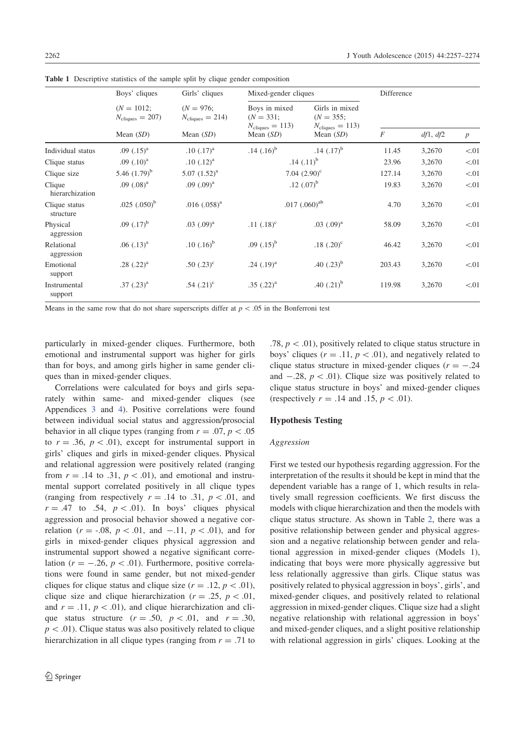**Table 1** Descriptive statistics of the sample split by clique gender composition

| | Boys' cliques | Girls' cliques | Mixed-gender cliques | | Difference | | |
|---|---|---|---|---|---|---|---|
| | ($N = 1012$; $N_{\text{cliques}} = 207$) | ($N = 976$; $N_{\text{cliques}} = 214$) | Boys in mixed ($N = 331$; $N_{\text{cliques}} = 113$) | Girls in mixed ($N = 355$; $N_{\text{cliques}} = 113$) | | | |
| | Mean (*SD*) | Mean (*SD*) | Mean (*SD*) | Mean (*SD*) | *F* | *df*1, *df*2 | *p* |
| Individual status | .09 (.15)[a] | .10 (.17)[a] | .14 (.16)[b] | .14 (.17)[b] | 11.45 | 3,2670 | <.01 |
| Clique status | .09 (.10)[a] | .10 (.12)[a] | .14 (.11)[b] | | 23.96 | 3,2670 | <.01 |
| Clique size | 5.46 (1.79)[b] | 5.07 (1.52)[a] | 7.04 (2.90)[c] | | 127.14 | 3,2670 | <.01 |
| Clique hierarchization | .09 (.08)[a] | .09 (.09)[a] | .12 (.07)[b] | | 19.83 | 3,2670 | <.01 |
| Clique status structure | .025 (.050)[b] | .016 (.058)[a] | .017 (.060)[ab] | | 4.70 | 3,2670 | <.01 |
| Physical aggression | .09 (.17)[b] | .03 (.09)[a] | .11 (.18)[c] | .03 (.09)[a] | 58.09 | 3,2670 | <.01 |
| Relational aggression | .06 (.13)[a] | .10 (.16)[b] | .09 (.15)[b] | .18 (.20)[c] | 46.42 | 3,2670 | <.01 |
| Emotional support | .28 (.22)[a] | .50 (.23)[c] | .24 (.19)[a] | .40 (.23)[b] | 203.43 | 3,2670 | <.01 |
| Instrumental support | .37 (.23)[a] | .54 (.21)[c] | .35 (.22)[a] | .40 (.21)[b] | 119.98 | 3,2670 | <.01 |

Means in the same row that do not share superscripts differ at $p < .05$ in the Bonferroni test

particularly in mixed-gender cliques. Furthermore, both emotional and instrumental support was higher for girls than for boys, and among girls higher in same gender cliques than in mixed-gender cliques.

Correlations were calculated for boys and girls separately within same- and mixed-gender cliques (see Appendices 3 and 4). Positive correlations were found between individual social status and aggression/prosocial behavior in all clique types (ranging from $r = .07$, $p < .05$ to $r = .36$, $p < .01$), except for instrumental support in girls' cliques and girls in mixed-gender cliques. Physical and relational aggression were positively related (ranging from $r = .14$ to $.31$, $p < .01$), and emotional and instrumental support correlated positively in all clique types (ranging from respectively $r = .14$ to $.31$, $p < .01$, and $r = .47$ to $.54$, $p < .01$). In boys' cliques physical aggression and prosocial behavior showed a negative correlation ($r = -.08$, $p < .01$, and $-.11$, $p < .01$), and for girls in mixed-gender cliques physical aggression and instrumental support showed a negative significant correlation ($r = -.26$, $p < .01$). Furthermore, positive correlations were found in same gender, but not mixed-gender cliques for clique status and clique size ($r = .12$, $p < .01$), clique size and clique hierarchization ($r = .25$, $p < .01$, and $r = .11$, $p < .01$), and clique hierarchization and clique status structure ($r = .50$, $p < .01$, and $r = .30$, $p < .01$). Clique status was also positively related to clique hierarchization in all clique types (ranging from $r = .71$ to $.78$, $p < .01$), positively related to clique status structure in boys' cliques ($r = .11$, $p < .01$), and negatively related to clique status structure in mixed-gender cliques ($r = -.24$ and $-.28$, $p < .01$). Clique size was positively related to clique status structure in boys' and mixed-gender cliques (respectively $r = .14$ and $.15$, $p < .01$).

## Hypothesis Testing

### *Aggression*

First we tested our hypothesis regarding aggression. For the interpretation of the results it should be kept in mind that the dependent variable has a range of 1, which results in relatively small regression coefficients. We first discuss the models with clique hierarchization and then the models with clique status structure. As shown in Table 2, there was a positive relationship between gender and physical aggression and a negative relationship between gender and relational aggression in mixed-gender cliques (Models 1), indicating that boys were more physically aggressive but less relationally aggressive than girls. Clique status was positively related to physical aggression in boys', girls', and mixed-gender cliques, and positively related to relational aggression in mixed-gender cliques. Clique size had a slight negative relationship with relational aggression in boys' and mixed-gender cliques, and a slight positive relationship with relational aggression in girls' cliques. Looking at the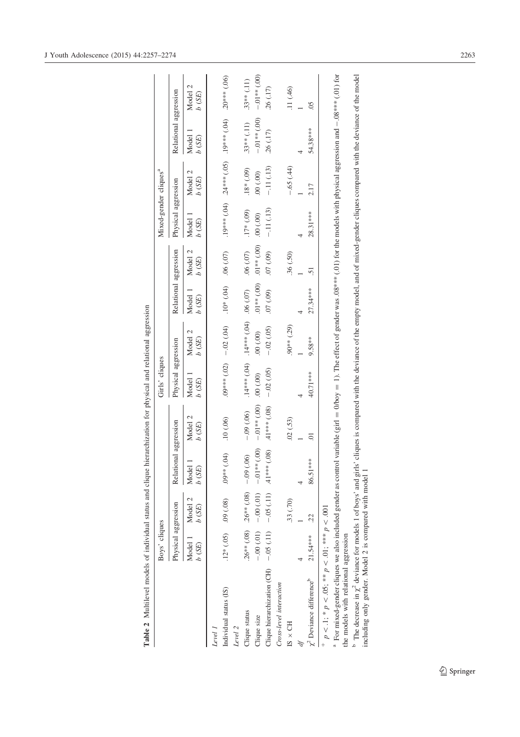**Table 2** Multilevel models of individual status and clique hierarchization for physical and relational aggression

| | Boys' cliques | | | | Girls' cliques | | | | Mixed-gender cliques[a] | | | |
|---|---|---|---|---|---|---|---|---|---|---|---|---|
| | Physical aggression | | Relational aggression | | Physical aggression | | Relational aggression | | Physical aggression | | Relational aggression | |
| | Model 1 *b* (*SE*) | Model 2 *b* (*SE*) | Model 1 *b* (*SE*) | Model 2 *b* (*SE*) | Model 1 *b* (*SE*) | Model 2 *b* (*SE*) | Model 1 *b* (*SE*) | Model 2 *b* (*SE*) | Model 1 *b* (*SE*) | Model 2 *b* (*SE*) | Model 1 *b* (*SE*) | Model 2 *b* (*SE*) |
| *Level 1* | | | | | | | | | | | | |
| Individual status (IS) | .12* (.05) | .09 (.08) | .09** (.04) | .10 (.06) | .09*** (.02) | −.02 (.04) | .10* (.04) | .06 (.07) | .19*** (.04) | .24*** (.05) | .19*** (.04) | .20*** (.06) |
| *Level 2* | | | | | | | | | | | | |
| Clique status | .26** (.08) | .26** (.08) | −.09 (.06) | −.09 (.06) | .14*** (.04) | .14*** (.04) | .06 (.07) | .06 (.07) | .17* (.09) | .18* (.09) | .33** (.11) | .33** (.11) |
| Clique size | −.00 (.01) | −.00 (.01) | −.01** (.00) | −.01** (.00) | .00 (.00) | .00 (.00) | .01** (.00) | .01** (.00) | .00 (.00) | .00 (.00) | −.01** (.00) | −.01** (.00) |
| Clique hierarchization (CH) | −.05 (.11) | −.05 (.11) | .41*** (.08) | .41*** (.08) | −.02 (.05) | −.02 (.05) | .07 (.09) | .07 (.09) | −.11 (.13) | −.11 (.13) | .26 (.17) | .26 (.17) |
| *Cross-level interaction* | | | | | | | | | | | | |
| IS × CH | | .33 (.70) | | .02 (.53) | | .90** (.29) | | .36 (.50) | | −.65 (.44) | | .11 (.46) |
| *df* | 4 | 1 | 4 | 1 | 4 | 1 | 4 | 1 | 4 | 1 | 4 | 1 |
| $\chi^2$ Deviance difference[b] | 21.54*** | .22 | 86.51*** | .01 | 40.71*** | 9.58** | 27.34*** | .51 | 28.31*** | 2.17 | 54.38*** | .05 |

$^{+}$ $p < .1$; * $p < .05$; ** $p < .01$; *** $p < .001$

[a] For mixed-gender cliques we also included gender as control variable (girl = 0/boy = 1). The effect of gender was .08*** (.01) for the models with physical aggression and −.08*** (.01) for the models with relational aggression

[b] The decrease in $\chi^2$ deviance for models 1 of boys' and girls' cliques is compared with the deviance of the empty model, and of mixed-gender cliques compared with the deviance of the model including only gender. Model 2 is compared with model 1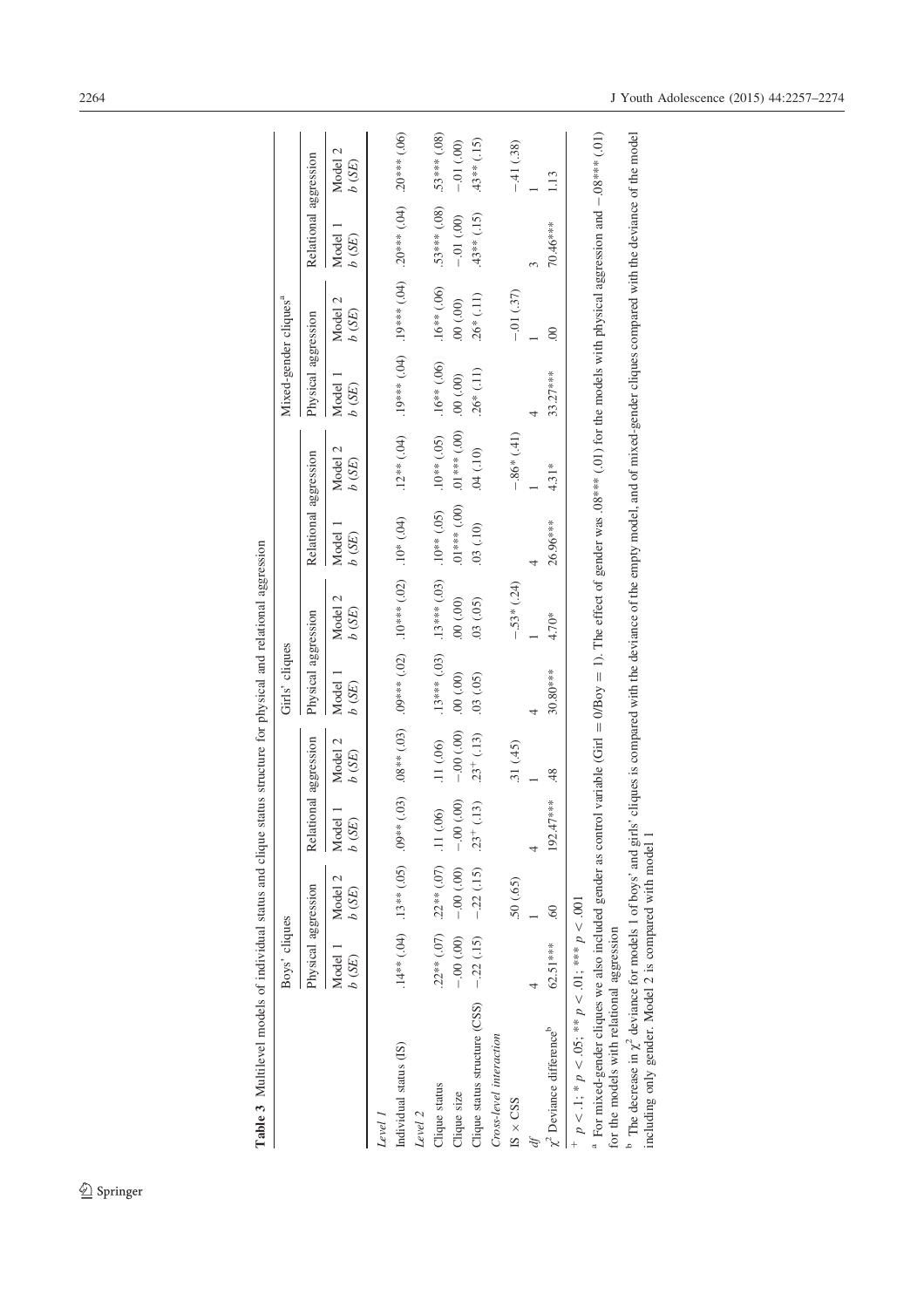**Table 3** Multilevel models of individual status and clique status structure for physical and relational aggression

| | Boys' cliques | | | | Girls' cliques | | | | Mixed-gender cliques[a] | | | |
|---|---|---|---|---|---|---|---|---|---|---|---|---|
| | Physical aggression | | Relational aggression | | Physical aggression | | Relational aggression | | Physical aggression | | Relational aggression | |
| | Model 1 *b* (*SE*) | Model 2 *b* (*SE*) | Model 1 *b* (*SE*) | Model 2 *b* (*SE*) | Model 1 *b* (*SE*) | Model 2 *b* (*SE*) | Model 1 *b* (*SE*) | Model 2 *b* (*SE*) | Model 1 *b* (*SE*) | Model 2 *b* (*SE*) | Model 1 *b* (*SE*) | Model 2 *b* (*SE*) |
| *Level 1* | | | | | | | | | | | | |
| Individual status (IS) | .14** (.04) | .13** (.05) | .09** (.03) | .08** (.03) | .09*** (.02) | .10*** (.02) | .10* (.04) | .12** (.04) | .19*** (.04) | .19*** (.04) | .20*** (.04) | .20*** (.06) |
| *Level 2* | | | | | | | | | | | | |
| Clique status | .22** (.07) | .22** (.07) | .11 (.06) | .11 (.06) | .13*** (.03) | .13*** (.03) | .10** (.05) | .10** (.05) | .16** (.06) | .16** (.06) | .53*** (.08) | .53*** (.08) |
| Clique size | −.00 (.00) | −.00 (.00) | −.00 (.00) | −.00 (.00) | .00 (.00) | .00 (.00) | .01*** (.00) | .01*** (.00) | .00 (.00) | .00 (.00) | −.01 (.00) | −.01 (.00) |
| Clique status structure (CSS) | −.22 (.15) | −.22 (.15) | .23[+] (.13) | .23[+] (.13) | .03 (.05) | .03 (.05) | .03 (.10) | .04 (.10) | .26* (.11) | .26* (.11) | .43** (.15) | .43** (.15) |
| *Cross-level interaction* | | | | | | | | | | | | |
| IS × CSS | | .50 (.65) | | .31 (.45) | | −.53* (.24) | | −.86* (.41) | | −.01 (.37) | | −.41 (.38) |
| *df* | 4 | 1 | 4 | 1 | 4 | 1 | 4 | 1 | 4 | 1 | 3 | 1 |
| $\chi^2$ Deviance difference[b] | 62.51*** | .60 | 192.47*** | .48 | 30.80*** | 4.70* | 26.96*** | 4.31* | 33.27*** | .00 | 70.46*** | 1.13 |

[+] $p < .1$; * $p < .05$; ** $p < .01$; *** $p < .001$

[a] For mixed-gender cliques we also included gender as control variable (Girl = 0/Boy = 1). The effect of gender was .08*** (.01) for the models with physical aggression and −.08*** (.01) for the models with relational aggression

[b] The decrease in $\chi^2$ deviance for models 1 of boys' and girls' cliques is compared with the deviance of the empty model, and of mixed-gender cliques compared with the deviance of the model including only gender. Model 2 is compared with model 1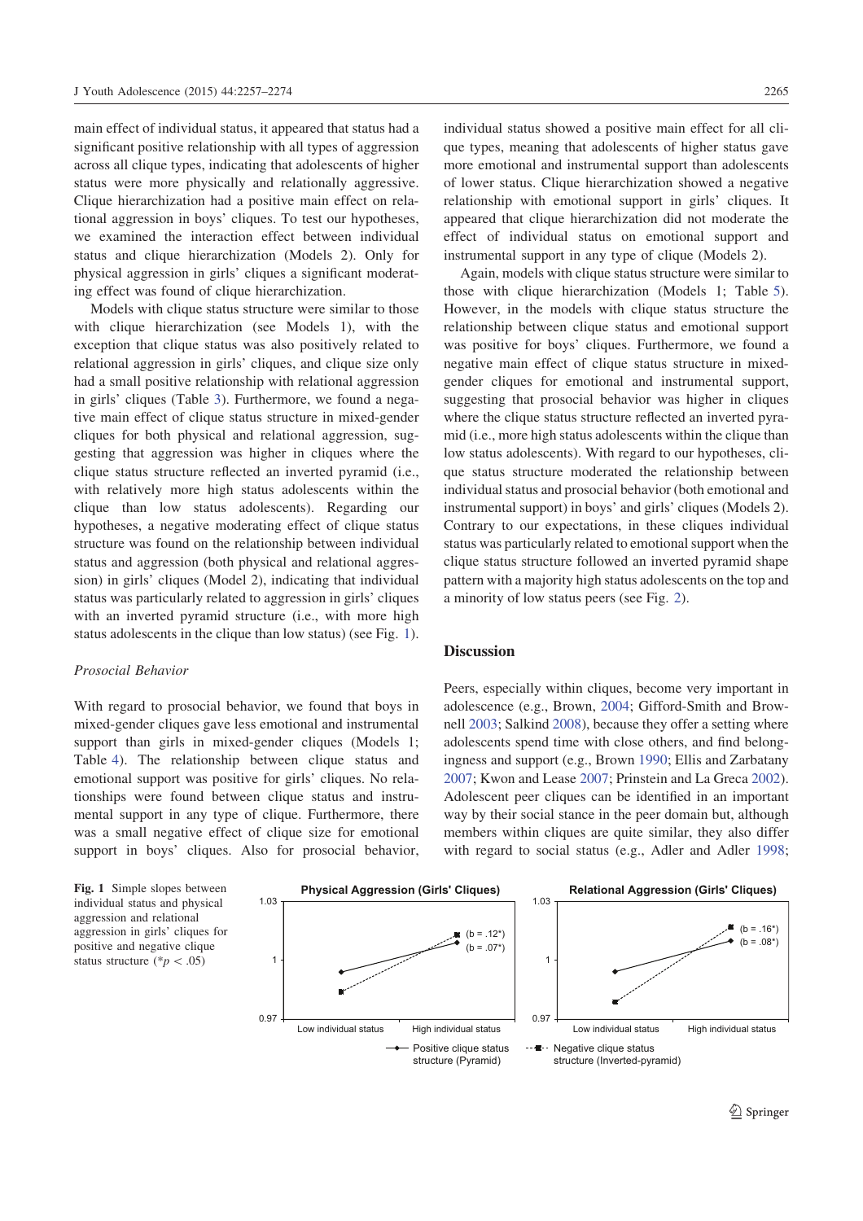main effect of individual status, it appeared that status had a significant positive relationship with all types of aggression across all clique types, indicating that adolescents of higher status were more physically and relationally aggressive. Clique hierarchization had a positive main effect on relational aggression in boys' cliques. To test our hypotheses, we examined the interaction effect between individual status and clique hierarchization (Models 2). Only for physical aggression in girls' cliques a significant moderating effect was found of clique hierarchization.

Models with clique status structure were similar to those with clique hierarchization (see Models 1), with the exception that clique status was also positively related to relational aggression in girls' cliques, and clique size only had a small positive relationship with relational aggression in girls' cliques (Table 3). Furthermore, we found a negative main effect of clique status structure in mixed-gender cliques for both physical and relational aggression, suggesting that aggression was higher in cliques where the clique status structure reflected an inverted pyramid (i.e., with relatively more high status adolescents within the clique than low status adolescents). Regarding our hypotheses, a negative moderating effect of clique status structure was found on the relationship between individual status and aggression (both physical and relational aggression) in girls' cliques (Model 2), indicating that individual status was particularly related to aggression in girls' cliques with an inverted pyramid structure (i.e., with more high status adolescents in the clique than low status) (see Fig. 1).

*Prosocial Behavior*

With regard to prosocial behavior, we found that boys in mixed-gender cliques gave less emotional and instrumental support than girls in mixed-gender cliques (Models 1; Table 4). The relationship between clique status and emotional support was positive for girls' cliques. No relationships were found between clique status and instrumental support in any type of clique. Furthermore, there was a small negative effect of clique size for emotional support in boys' cliques. Also for prosocial behavior, individual status showed a positive main effect for all clique types, meaning that adolescents of higher status gave more emotional and instrumental support than adolescents of lower status. Clique hierarchization showed a negative relationship with emotional support in girls' cliques. It appeared that clique hierarchization did not moderate the effect of individual status on emotional support and instrumental support in any type of clique (Models 2).

Again, models with clique status structure were similar to those with clique hierarchization (Models 1; Table 5). However, in the models with clique status structure the relationship between clique status and emotional support was positive for boys' cliques. Furthermore, we found a negative main effect of clique status structure in mixed-gender cliques for emotional and instrumental support, suggesting that prosocial behavior was higher in cliques where the clique status structure reflected an inverted pyramid (i.e., more high status adolescents within the clique than low status adolescents). With regard to our hypotheses, clique status structure moderated the relationship between individual status and prosocial behavior (both emotional and instrumental support) in boys' and girls' cliques (Models 2). Contrary to our expectations, in these cliques individual status was particularly related to emotional support when the clique status structure followed an inverted pyramid shape pattern with a majority high status adolescents on the top and a minority of low status peers (see Fig. 2).

## Discussion

Peers, especially within cliques, become very important in adolescence (e.g., Brown, 2004; Gifford-Smith and Brownell 2003; Salkind 2008), because they offer a setting where adolescents spend time with close others, and find belongingness and support (e.g., Brown 1990; Ellis and Zarbatany 2007; Kwon and Lease 2007; Prinstein and La Greca 2002). Adolescent peer cliques can be identified in an important way by their social stance in the peer domain but, although members within cliques are quite similar, they also differ with regard to social status (e.g., Adler and Adler 1998;

Fig. 1 Simple slopes between individual status and physical aggression and relational aggression in girls' cliques for positive and negative clique status structure (*$p < .05$)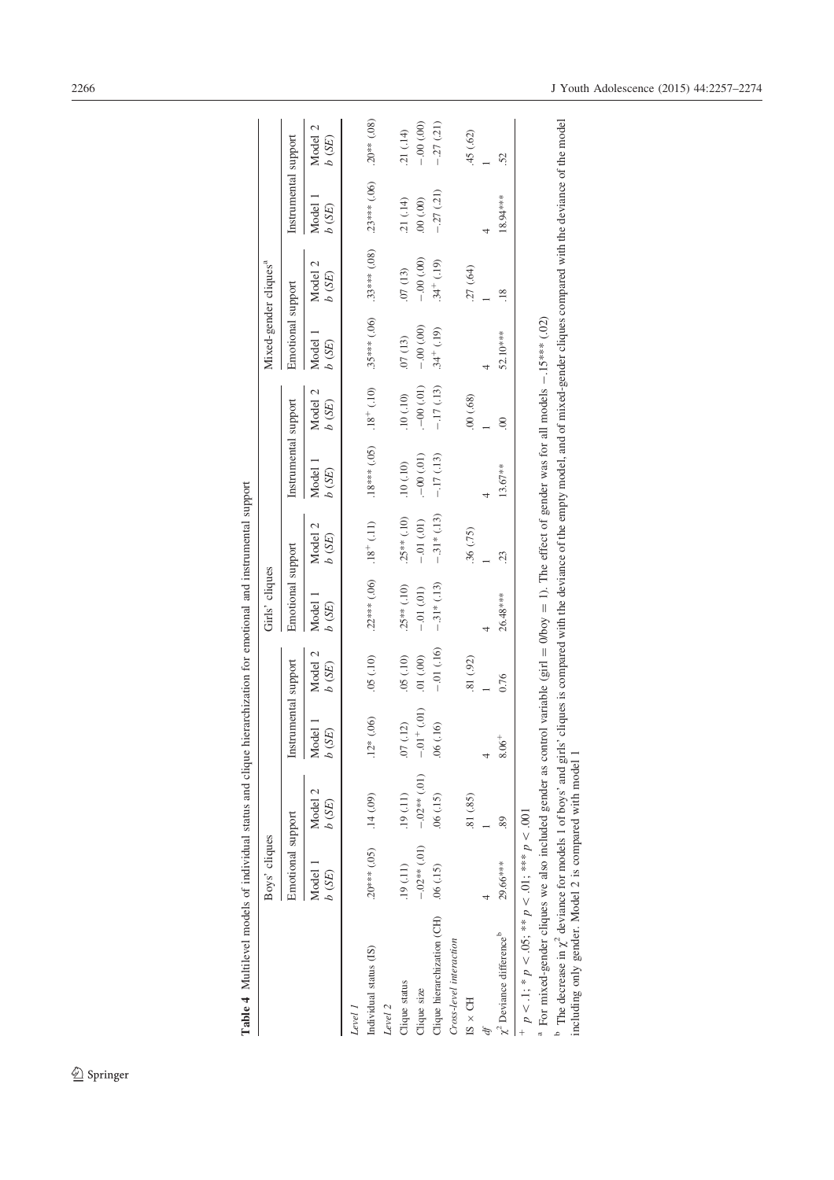**Table 4** Multilevel models of individual status and clique hierarchization for emotional and instrumental support

| | Boys' cliques | | | | Girls' cliques | | | | Mixed-gender cliques[a] | | | |
|---|---|---|---|---|---|---|---|---|---|---|---|---|
| | Emotional support | | Instrumental support | | Emotional support | | Instrumental support | | Emotional support | | Instrumental support | |
| | Model 1 *b (SE)* | Model 2 *b (SE)* | Model 1 *b (SE)* | Model 2 *b (SE)* | Model 1 *b (SE)* | Model 2 *b (SE)* | Model 1 *b (SE)* | Model 2 *b (SE)* | Model 1 *b (SE)* | Model 2 *b (SE)* | Model 1 *b (SE)* | Model 2 *b (SE)* |
| *Level 1* | | | | | | | | | | | | |
| Individual status (IS) | .20*** (.05) | .14 (.09) | .12* (.06) | .05 (.10) | .22*** (.06) | .18⁺ (.11) | .18*** (.05) | .18⁺ (.10) | .35*** (.06) | .33*** (.08) | .23*** (.06) | .20** (.08) |
| *Level 2* | | | | | | | | | | | | |
| Clique status | .19 (.11) | .19 (.11) | .07 (.12) | .05 (.10) | .25** (.10) | .25** (.10) | .10 (.10) | .10 (.10) | .07 (.13) | .07 (13) | .21 (.14) | .21 (.14) |
| Clique size | −.02** (.01) | −.02** (.01) | −.01⁺ (.01) | .01 (.00) | −.01 (.01) | −.01 (.01) | .−00 (.01) | −.00 (.01) | −.00 (.00) | −.00 (.00) | .00 (.00) | −.00 (.00) |
| Clique hierarchization (CH) | .06 (.15) | .06 (.15) | .06 (.16) | −.01 (.16) | −.31* (.13) | −.31* (.13) | −.17 (.13) | −.17 (.13) | .34⁺ (.19) | .34⁺ (.19) | −.27 (.21) | −.27 (.21) |
| *Cross-level interaction* | | | | | | | | | | | | |
| IS × CH | | .81 (.85) | | .81 (.92) | | .36 (.75) | | .00 (.68) | | .27 (.64) | | .45 (.62) |
| *df* | 4 | 1 | 4 | 1 | 4 | 1 | 4 | 1 | 4 | 1 | 4 | 1 |
| $\chi^2$ Deviance difference[b] | 29.66*** | .89 | 8.06⁺ | 0.76 | 26.48*** | .23 | 13.67** | .00 | 52.10*** | .18 | 18.94*** | .52 |

⁺ $p < .1$; * $p < .05$; ** $p < .01$; *** $p < .001$

[a] For mixed-gender cliques we also included gender as control variable (girl = 0/boy = 1). The effect of gender was for all models −.15*** (.02)

[b] The decrease in $\chi^2$ deviance for models 1 of boys' and girls' cliques is compared with the deviance of the empty model, and of mixed-gender cliques compared with the deviance of the model including only gender. Model 2 is compared with model 1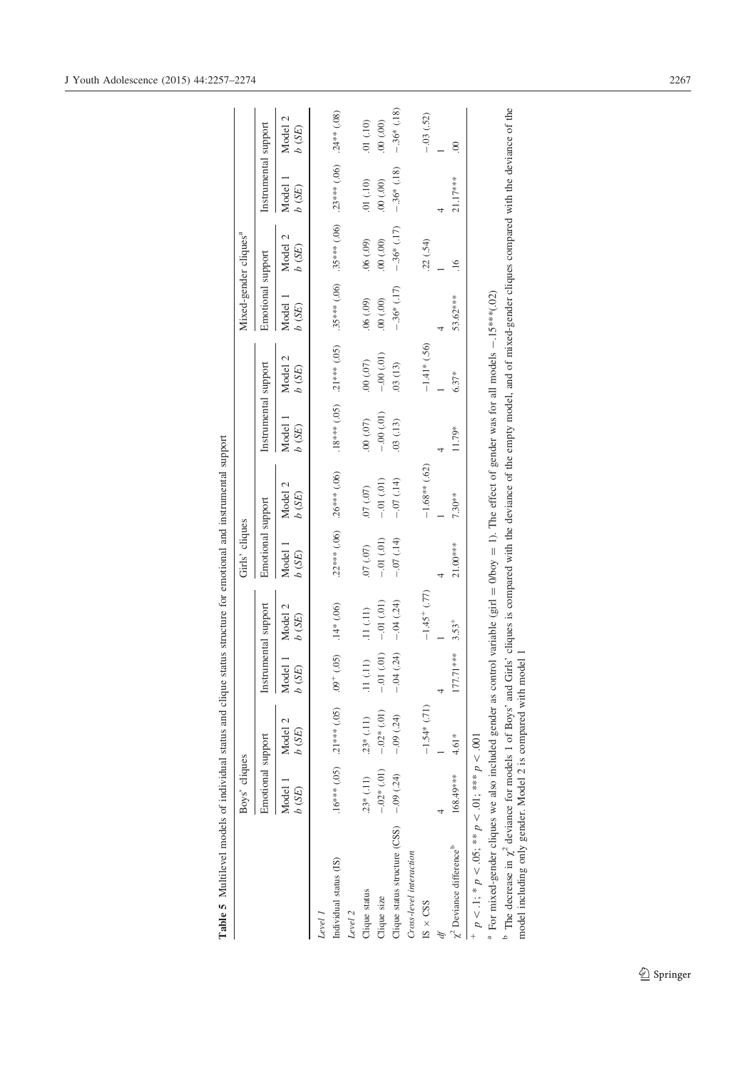**Table 5** Multilevel models of individual status and clique status structure for emotional and instrumental support

| | Boys' cliques | | | | Girls' cliques | | | | Mixed-gender cliques[a] | | | |
|---|---|---|---|---|---|---|---|---|---|---|---|---|
| | Emotional support | | Instrumental support | | Emotional support | | Instrumental support | | Emotional support | | Instrumental support | |
| | Model 1 *b* (*SE*) | Model 2 *b* (*SE*) | Model 1 *b* (*SE*) | Model 2 *b* (*SE*) | Model 1 *b* (*SE*) | Model 2 *b* (*SE*) | Model 1 *b* (*SE*) | Model 2 *b* (*SE*) | Model 1 *b* (*SE*) | Model 2 *b* (*SE*) | Model 1 *b* (*SE*) | Model 2 *b* (*SE*) |
| *Level 1* | | | | | | | | | | | | |
| Individual status (IS) | .16*** (.05) | .21*** (.05) | .09$^{+}$ (.05) | .14* (.06) | .22*** (.06) | .26*** (.06) | .18*** (.05) | .21*** (.05) | .35*** (.06) | .35*** (.06) | .23*** (.06) | .24** (.08) |
| *Level 2* | | | | | | | | | | | | |
| Clique status | .23* (.11) | .23* (.11) | .11 (.11) | .11 (.11) | .07 (.07) | .07 (.07) | .00 (.07) | .00 (.07) | .06 (.09) | .06 (.09) | .01 (.10) | .01 (.10) |
| Clique size | −.02* (.01) | −.02* (.01) | −.01 (.01) | −.01 (.01) | −.01 (.01) | −.01 (.01) | −.00 (.01) | −.00 (.01) | .00 (.00) | .00 (.00) | .00 (.00) | .00 (.00) |
| Clique status structure (CSS) | −.09 (.24) | −.09 (.24) | −.04 (.24) | −.04 (.24) | −.07 (.14) | −.07 (.14) | .03 (.13) | .03 (13) | −.36* (.17) | −.36* (.17) | −.36* (.18) | −.36* (.18) |
| *Cross-level interaction* | | | | | | | | | | | | |
| IS × CSS | | −1.54* (.71) | | −1.45$^{+}$ (.77) | | −1.68** (.62) | | −1.41* (.56) | | .22 (.54) | | −.03 (.52) |
| *df* | 4 | 1 | 4 | 1 | 4 | 1 | 4 | 1 | 4 | 1 | 4 | 1 |
| $\chi^2$ Deviance difference[b] | 168.49*** | 4.61* | 177.71*** | 3.53$^{+}$ | 21.00*** | 7.30** | 11.79* | 6.37* | 53.62*** | .16 | 21.17*** | .00 |

$^{+}$ $p < .1$; * $p < .05$; ** $p < .01$; *** $p < .001$

[a] For mixed-gender cliques we also included gender as control variable (girl = 0/boy = 1). The effect of gender was for all models −.15***(.02)

[b] The decrease in $\chi^2$ deviance for models 1 of Boys' and Girls' cliques is compared with the deviance of the empty model, and of mixed-gender cliques compared with the deviance of the model including only gender. Model 2 is compared with model 1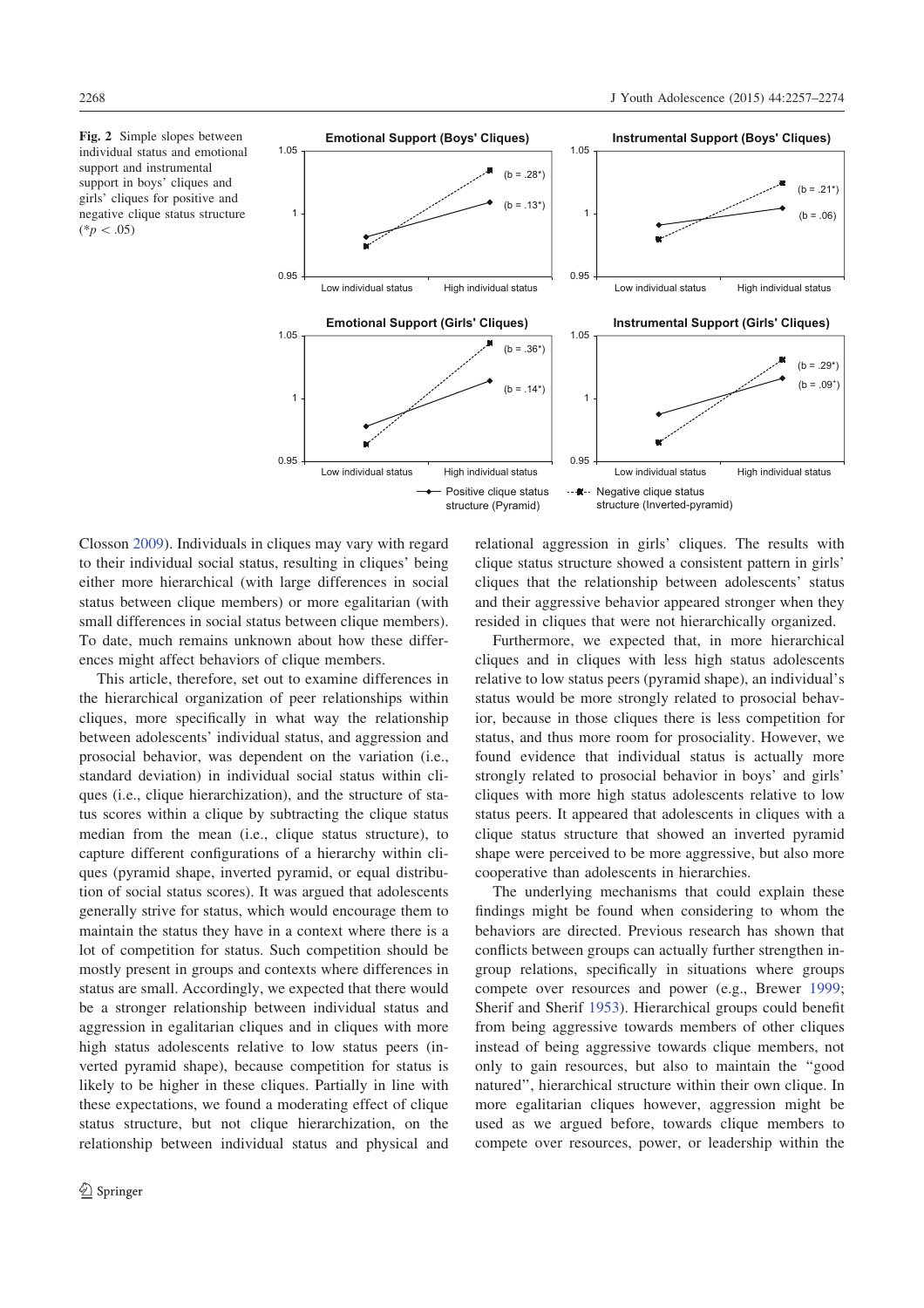Fig. 2 Simple slopes between individual status and emotional support and instrumental support in boys' cliques and girls' cliques for positive and negative clique status structure ($*p < .05$)

Closson 2009). Individuals in cliques may vary with regard to their individual social status, resulting in cliques' being either more hierarchical (with large differences in social status between clique members) or more egalitarian (with small differences in social status between clique members). To date, much remains unknown about how these differences might affect behaviors of clique members.

This article, therefore, set out to examine differences in the hierarchical organization of peer relationships within cliques, more specifically in what way the relationship between adolescents' individual status, and aggression and prosocial behavior, was dependent on the variation (i.e., standard deviation) in individual social status within cliques (i.e., clique hierarchization), and the structure of status scores within a clique by subtracting the clique status median from the mean (i.e., clique status structure), to capture different configurations of a hierarchy within cliques (pyramid shape, inverted pyramid, or equal distribution of social status scores). It was argued that adolescents generally strive for status, which would encourage them to maintain the status they have in a context where there is a lot of competition for status. Such competition should be mostly present in groups and contexts where differences in status are small. Accordingly, we expected that there would be a stronger relationship between individual status and aggression in egalitarian cliques and in cliques with more high status adolescents relative to low status peers (inverted pyramid shape), because competition for status is likely to be higher in these cliques. Partially in line with these expectations, we found a moderating effect of clique status structure, but not clique hierarchization, on the relationship between individual status and physical and relational aggression in girls' cliques. The results with clique status structure showed a consistent pattern in girls' cliques that the relationship between adolescents' status and their aggressive behavior appeared stronger when they resided in cliques that were not hierarchically organized.

Furthermore, we expected that, in more hierarchical cliques and in cliques with less high status adolescents relative to low status peers (pyramid shape), an individual's status would be more strongly related to prosocial behavior, because in those cliques there is less competition for status, and thus more room for prosociality. However, we found evidence that individual status is actually more strongly related to prosocial behavior in boys' and girls' cliques with more high status adolescents relative to low status peers. It appeared that adolescents in cliques with a clique status structure that showed an inverted pyramid shape were perceived to be more aggressive, but also more cooperative than adolescents in hierarchies.

The underlying mechanisms that could explain these findings might be found when considering to whom the behaviors are directed. Previous research has shown that conflicts between groups can actually further strengthen in-group relations, specifically in situations where groups compete over resources and power (e.g., Brewer 1999; Sherif and Sherif 1953). Hierarchical groups could benefit from being aggressive towards members of other cliques instead of being aggressive towards clique members, not only to gain resources, but also to maintain the "good natured", hierarchical structure within their own clique. In more egalitarian cliques however, aggression might be used as we argued before, towards clique members to compete over resources, power, or leadership within the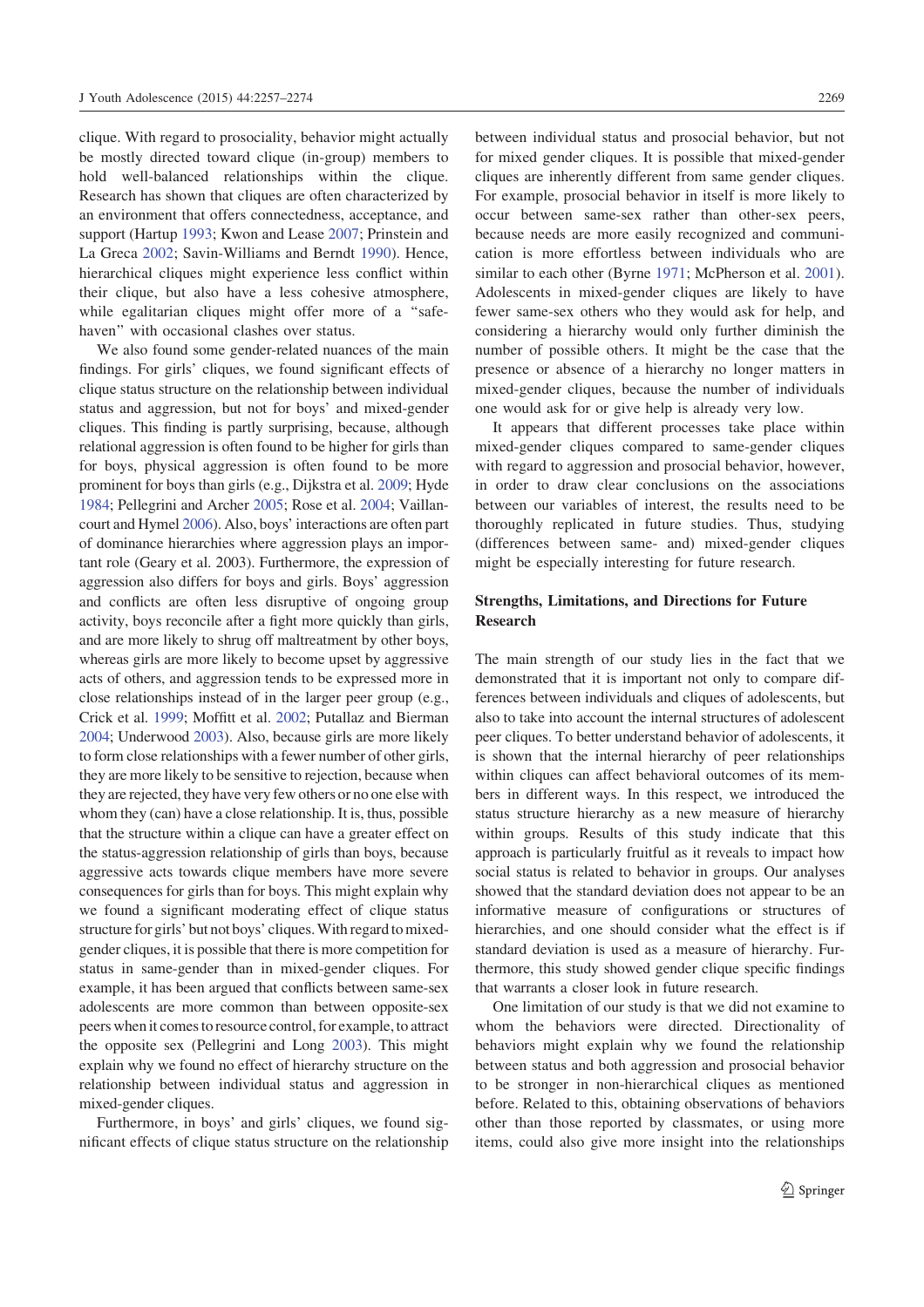clique. With regard to prosociality, behavior might actually be mostly directed toward clique (in-group) members to hold well-balanced relationships within the clique. Research has shown that cliques are often characterized by an environment that offers connectedness, acceptance, and support (Hartup 1993; Kwon and Lease 2007; Prinstein and La Greca 2002; Savin-Williams and Berndt 1990). Hence, hierarchical cliques might experience less conflict within their clique, but also have a less cohesive atmosphere, while egalitarian cliques might offer more of a "safe-haven" with occasional clashes over status.

We also found some gender-related nuances of the main findings. For girls' cliques, we found significant effects of clique status structure on the relationship between individual status and aggression, but not for boys' and mixed-gender cliques. This finding is partly surprising, because, although relational aggression is often found to be higher for girls than for boys, physical aggression is often found to be more prominent for boys than girls (e.g., Dijkstra et al. 2009; Hyde 1984; Pellegrini and Archer 2005; Rose et al. 2004; Vaillancourt and Hymel 2006). Also, boys' interactions are often part of dominance hierarchies where aggression plays an important role (Geary et al. 2003). Furthermore, the expression of aggression also differs for boys and girls. Boys' aggression and conflicts are often less disruptive of ongoing group activity, boys reconcile after a fight more quickly than girls, and are more likely to shrug off maltreatment by other boys, whereas girls are more likely to become upset by aggressive acts of others, and aggression tends to be expressed more in close relationships instead of in the larger peer group (e.g., Crick et al. 1999; Moffitt et al. 2002; Putallaz and Bierman 2004; Underwood 2003). Also, because girls are more likely to form close relationships with a fewer number of other girls, they are more likely to be sensitive to rejection, because when they are rejected, they have very few others or no one else with whom they (can) have a close relationship. It is, thus, possible that the structure within a clique can have a greater effect on the status-aggression relationship of girls than boys, because aggressive acts towards clique members have more severe consequences for girls than for boys. This might explain why we found a significant moderating effect of clique status structure for girls' but not boys' cliques. With regard to mixed-gender cliques, it is possible that there is more competition for status in same-gender than in mixed-gender cliques. For example, it has been argued that conflicts between same-sex adolescents are more common than between opposite-sex peers when it comes to resource control, for example, to attract the opposite sex (Pellegrini and Long 2003). This might explain why we found no effect of hierarchy structure on the relationship between individual status and aggression in mixed-gender cliques.

Furthermore, in boys' and girls' cliques, we found significant effects of clique status structure on the relationship between individual status and prosocial behavior, but not for mixed gender cliques. It is possible that mixed-gender cliques are inherently different from same gender cliques. For example, prosocial behavior in itself is more likely to occur between same-sex rather than other-sex peers, because needs are more easily recognized and communication is more effortless between individuals who are similar to each other (Byrne 1971; McPherson et al. 2001). Adolescents in mixed-gender cliques are likely to have fewer same-sex others who they would ask for help, and considering a hierarchy would only further diminish the number of possible others. It might be the case that the presence or absence of a hierarchy no longer matters in mixed-gender cliques, because the number of individuals one would ask for or give help is already very low.

It appears that different processes take place within mixed-gender cliques compared to same-gender cliques with regard to aggression and prosocial behavior, however, in order to draw clear conclusions on the associations between our variables of interest, the results need to be thoroughly replicated in future studies. Thus, studying (differences between same- and) mixed-gender cliques might be especially interesting for future research.

## Strengths, Limitations, and Directions for Future Research

The main strength of our study lies in the fact that we demonstrated that it is important not only to compare differences between individuals and cliques of adolescents, but also to take into account the internal structures of adolescent peer cliques. To better understand behavior of adolescents, it is shown that the internal hierarchy of peer relationships within cliques can affect behavioral outcomes of its members in different ways. In this respect, we introduced the status structure hierarchy as a new measure of hierarchy within groups. Results of this study indicate that this approach is particularly fruitful as it reveals to impact how social status is related to behavior in groups. Our analyses showed that the standard deviation does not appear to be an informative measure of configurations or structures of hierarchies, and one should consider what the effect is if standard deviation is used as a measure of hierarchy. Furthermore, this study showed gender clique specific findings that warrants a closer look in future research.

One limitation of our study is that we did not examine to whom the behaviors were directed. Directionality of behaviors might explain why we found the relationship between status and both aggression and prosocial behavior to be stronger in non-hierarchical cliques as mentioned before. Related to this, obtaining observations of behaviors other than those reported by classmates, or using more items, could also give more insight into the relationships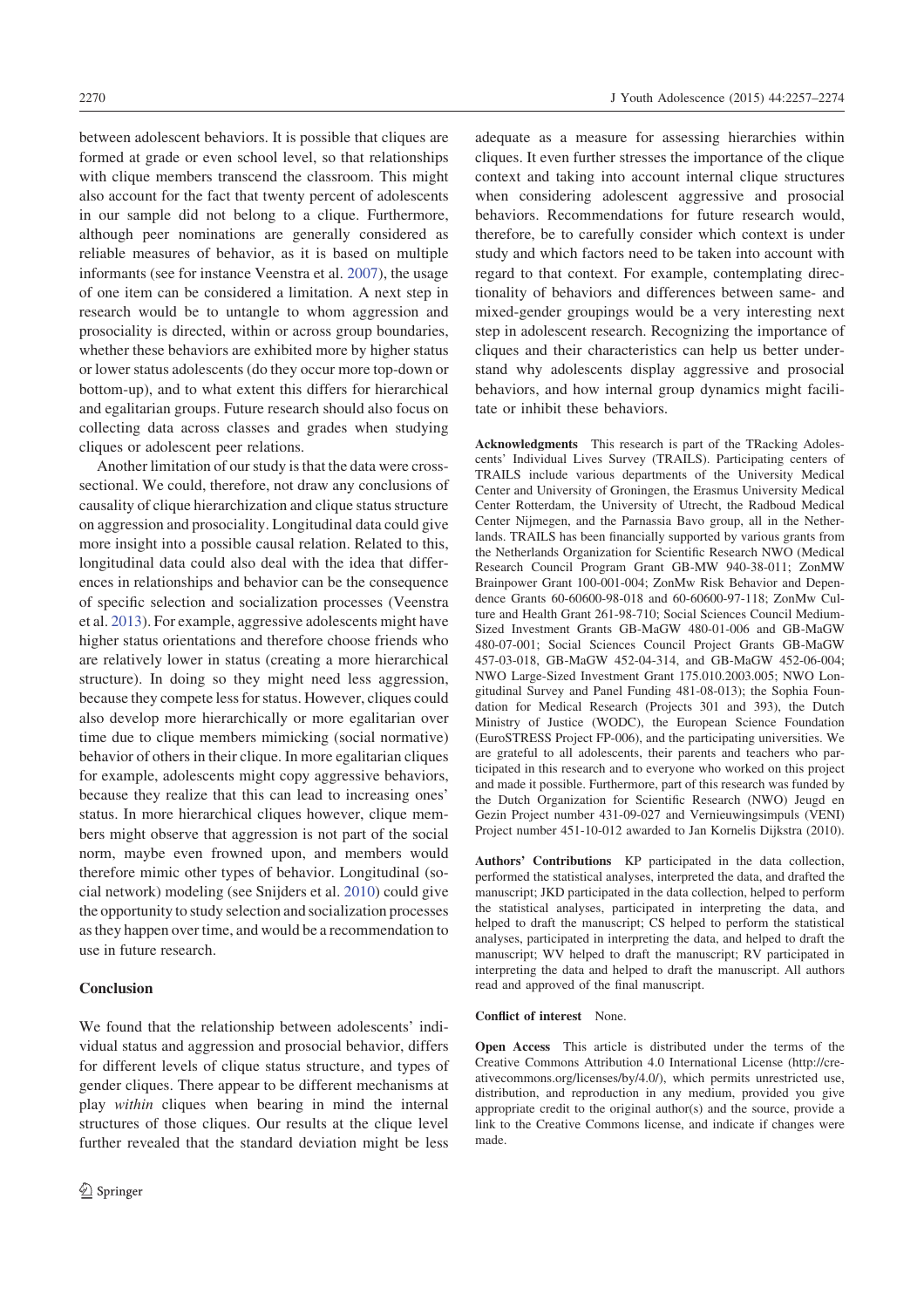between adolescent behaviors. It is possible that cliques are formed at grade or even school level, so that relationships with clique members transcend the classroom. This might also account for the fact that twenty percent of adolescents in our sample did not belong to a clique. Furthermore, although peer nominations are generally considered as reliable measures of behavior, as it is based on multiple informants (see for instance Veenstra et al. 2007), the usage of one item can be considered a limitation. A next step in research would be to untangle to whom aggression and prosociality is directed, within or across group boundaries, whether these behaviors are exhibited more by higher status or lower status adolescents (do they occur more top-down or bottom-up), and to what extent this differs for hierarchical and egalitarian groups. Future research should also focus on collecting data across classes and grades when studying cliques or adolescent peer relations.

Another limitation of our study is that the data were cross-sectional. We could, therefore, not draw any conclusions of causality of clique hierarchization and clique status structure on aggression and prosociality. Longitudinal data could give more insight into a possible causal relation. Related to this, longitudinal data could also deal with the idea that differences in relationships and behavior can be the consequence of specific selection and socialization processes (Veenstra et al. 2013). For example, aggressive adolescents might have higher status orientations and therefore choose friends who are relatively lower in status (creating a more hierarchical structure). In doing so they might need less aggression, because they compete less for status. However, cliques could also develop more hierarchically or more egalitarian over time due to clique members mimicking (social normative) behavior of others in their clique. In more egalitarian cliques for example, adolescents might copy aggressive behaviors, because they realize that this can lead to increasing ones' status. In more hierarchical cliques however, clique members might observe that aggression is not part of the social norm, maybe even frowned upon, and members would therefore mimic other types of behavior. Longitudinal (social network) modeling (see Snijders et al. 2010) could give the opportunity to study selection and socialization processes as they happen over time, and would be a recommendation to use in future research.

## Conclusion

We found that the relationship between adolescents' individual status and aggression and prosocial behavior, differs for different levels of clique status structure, and types of gender cliques. There appear to be different mechanisms at play *within* cliques when bearing in mind the internal structures of those cliques. Our results at the clique level further revealed that the standard deviation might be less adequate as a measure for assessing hierarchies within cliques. It even further stresses the importance of the clique context and taking into account internal clique structures when considering adolescent aggressive and prosocial behaviors. Recommendations for future research would, therefore, be to carefully consider which context is under study and which factors need to be taken into account with regard to that context. For example, contemplating directionality of behaviors and differences between same- and mixed-gender groupings would be a very interesting next step in adolescent research. Recognizing the importance of cliques and their characteristics can help us better understand why adolescents display aggressive and prosocial behaviors, and how internal group dynamics might facilitate or inhibit these behaviors.

**Acknowledgments** This research is part of the TRacking Adolescents' Individual Lives Survey (TRAILS). Participating centers of TRAILS include various departments of the University Medical Center and University of Groningen, the Erasmus University Medical Center Rotterdam, the University of Utrecht, the Radboud Medical Center Nijmegen, and the Parnassia Bavo group, all in the Netherlands. TRAILS has been financially supported by various grants from the Netherlands Organization for Scientific Research NWO (Medical Research Council Program Grant GB-MW 940-38-011; ZonMW Brainpower Grant 100-001-004; ZonMw Risk Behavior and Dependence Grants 60-60600-98-018 and 60-60600-97-118; ZonMw Culture and Health Grant 261-98-710; Social Sciences Council Medium-Sized Investment Grants GB-MaGW 480-01-006 and GB-MaGW 480-07-001; Social Sciences Council Project Grants GB-MaGW 457-03-018, GB-MaGW 452-04-314, and GB-MaGW 452-06-004; NWO Large-Sized Investment Grant 175.010.2003.005; NWO Longitudinal Survey and Panel Funding 481-08-013); the Sophia Foundation for Medical Research (Projects 301 and 393), the Dutch Ministry of Justice (WODC), the European Science Foundation (EuroSTRESS Project FP-006), and the participating universities. We are grateful to all adolescents, their parents and teachers who participated in this research and to everyone who worked on this project and made it possible. Furthermore, part of this research was funded by the Dutch Organization for Scientific Research (NWO) Jeugd en Gezin Project number 431-09-027 and Vernieuwingsimpuls (VENI) Project number 451-10-012 awarded to Jan Kornelis Dijkstra (2010).

**Authors' Contributions** KP participated in the data collection, performed the statistical analyses, interpreted the data, and drafted the manuscript; JKD participated in the data collection, helped to perform the statistical analyses, participated in interpreting the data, and helped to draft the manuscript; CS helped to perform the statistical analyses, participated in interpreting the data, and helped to draft the manuscript; WV helped to draft the manuscript; RV participated in interpreting the data and helped to draft the manuscript. All authors read and approved of the final manuscript.

**Conflict of interest** None.

**Open Access** This article is distributed under the terms of the Creative Commons Attribution 4.0 International License (http://creativecommons.org/licenses/by/4.0/), which permits unrestricted use, distribution, and reproduction in any medium, provided you give appropriate credit to the original author(s) and the source, provide a link to the Creative Commons license, and indicate if changes were made.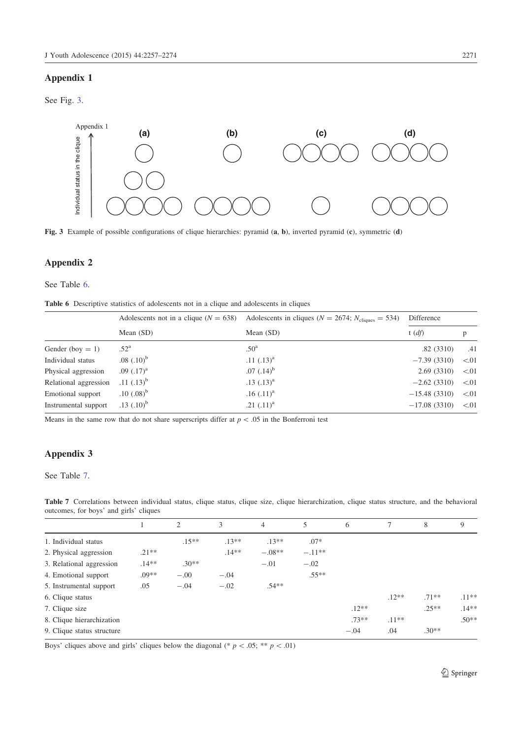## Appendix 1

See Fig. 3.

Fig. 3 Example of possible configurations of clique hierarchies: pyramid (**a**, **b**), inverted pyramid (**c**), symmetric (**d**)

## Appendix 2

See Table 6.

**Table 6** Descriptive statistics of adolescents not in a clique and adolescents in cliques

| | Adolescents not in a clique ($N = 638$) | Adolescents in cliques ($N = 2674$; $N_{\text{cliques}} = 534$) | Difference | |
|---|---|---|---|---|
| | Mean (SD) | Mean (SD) | t (*df*) | p |
| Gender (boy = 1) | .52[a] | .50[a] | .82 (3310) | .41 |
| Individual status | .08 (.10)[b] | .11 (.13)[a] | −7.39 (3310) | <.01 |
| Physical aggression | .09 (.17)[a] | .07 (.14)[b] | 2.69 (3310) | <.01 |
| Relational aggression | .11 (.13)[b] | .13 (.13)[a] | −2.62 (3310) | <.01 |
| Emotional support | .10 (.08)[b] | .16 (.11)[a] | −15.48 (3310) | <.01 |
| Instrumental support | .13 (.10)[b] | .21 (.11)[a] | −17.08 (3310) | <.01 |

Means in the same row that do not share superscripts differ at $p < .05$ in the Bonferroni test

## Appendix 3

See Table 7.

**Table 7** Correlations between individual status, clique status, clique size, clique hierarchization, clique status structure, and the behavioral outcomes, for boys' and girls' cliques

| | 1 | 2 | 3 | 4 | 5 | 6 | 7 | 8 | 9 |
|---|---|---|---|---|---|---|---|---|---|
| 1. Individual status | | .15** | .13** | .13** | .07* | | | | |
| 2. Physical aggression | .21** | | .14** | −.08** | −.11** | | | | |
| 3. Relational aggression | .14** | .30** | | −.01 | −.02 | | | | |
| 4. Emotional support | .09** | −.00 | −.04 | | .55** | | | | |
| 5. Instrumental support | .05 | −.04 | −.02 | .54** | | | | | |
| 6. Clique status | | | | | | | .12** | .71** | .11** |
| 7. Clique size | | | | | | .12** | | .25** | .14** |
| 8. Clique hierarchization | | | | | | .73** | .11** | | .50** |
| 9. Clique status structure | | | | | | −.04 | .04 | .30** | |

Boys' cliques above and girls' cliques below the diagonal (* $p < .05$; ** $p < .01$)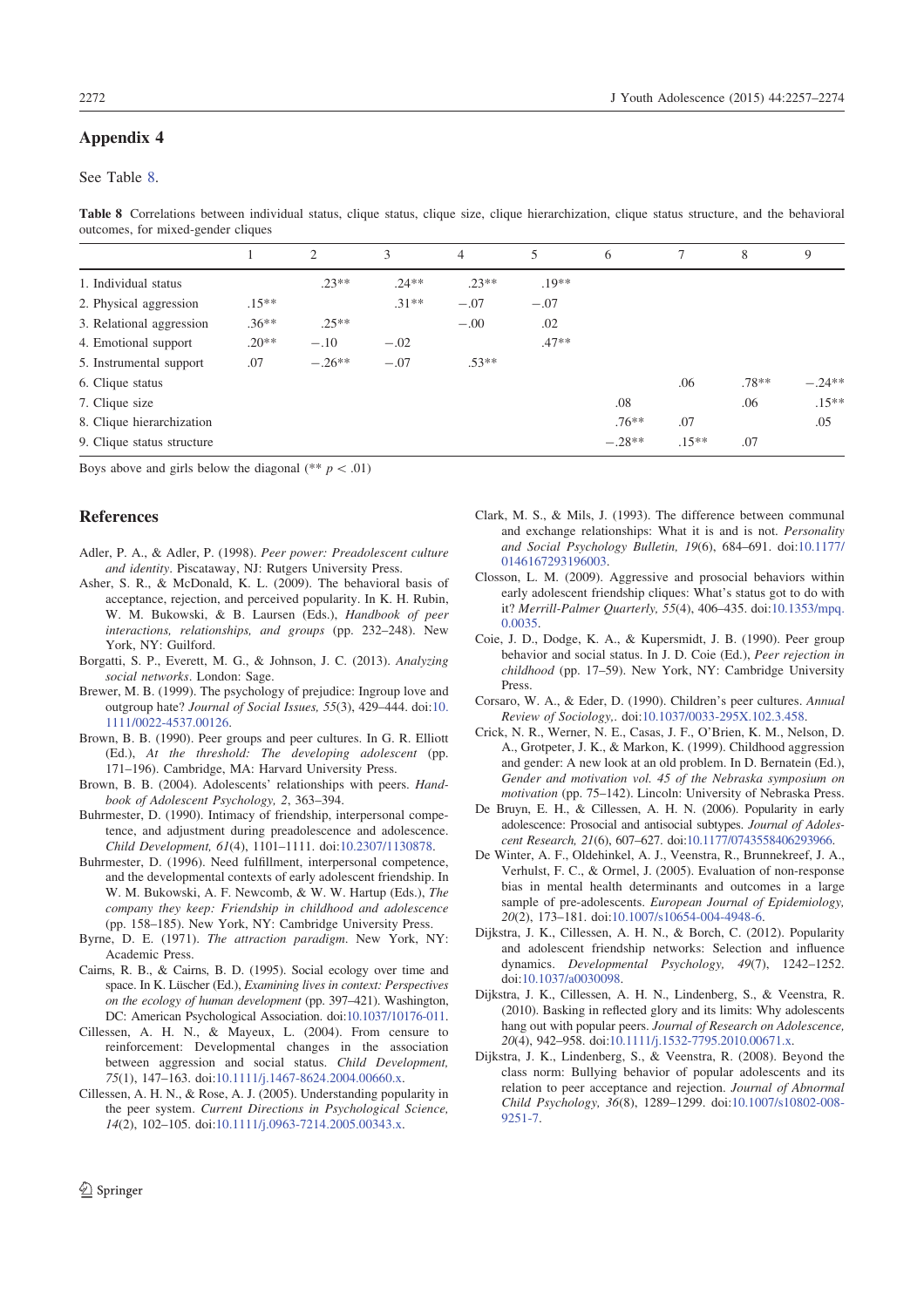## Appendix 4

See Table 8.

**Table 8** Correlations between individual status, clique status, clique size, clique hierarchization, clique status structure, and the behavioral outcomes, for mixed-gender cliques

| | 1 | 2 | 3 | 4 | 5 | 6 | 7 | 8 | 9 |
|---|---|---|---|---|---|---|---|---|---|
| 1. Individual status | | .23** | .24** | .23** | .19** | | | | |
| 2. Physical aggression | .15** | | .31** | −.07 | −.07 | | | | |
| 3. Relational aggression | .36** | .25** | | −.00 | .02 | | | | |
| 4. Emotional support | .20** | −.10 | −.02 | | .47** | | | | |
| 5. Instrumental support | .07 | −.26** | −.07 | .53** | | | | | |
| 6. Clique status | | | | | | | .06 | .78** | −.24** |
| 7. Clique size | | | | | | .08 | | .06 | .15** |
| 8. Clique hierarchization | | | | | | .76** | .07 | | .05 |
| 9. Clique status structure | | | | | | −.28** | .15** | .07 | |

Boys above and girls below the diagonal (** $p < .01$)

## References

Adler, P. A., & Adler, P. (1998). *Peer power: Preadolescent culture and identity*. Piscataway, NJ: Rutgers University Press.

Asher, S. R., & McDonald, K. L. (2009). The behavioral basis of acceptance, rejection, and perceived popularity. In K. H. Rubin, W. M. Bukowski, & B. Laursen (Eds.), *Handbook of peer interactions, relationships, and groups* (pp. 232–248). New York, NY: Guilford.

Borgatti, S. P., Everett, M. G., & Johnson, J. C. (2013). *Analyzing social networks*. London: Sage.

Brewer, M. B. (1999). The psychology of prejudice: Ingroup love and outgroup hate? *Journal of Social Issues, 55*(3), 429–444. doi:10.1111/0022-4537.00126.

Brown, B. B. (1990). Peer groups and peer cultures. In G. R. Elliott (Ed.), *At the threshold: The developing adolescent* (pp. 171–196). Cambridge, MA: Harvard University Press.

Brown, B. B. (2004). Adolescents' relationships with peers. *Handbook of Adolescent Psychology, 2*, 363–394.

Buhrmester, D. (1990). Intimacy of friendship, interpersonal competence, and adjustment during preadolescence and adolescence. *Child Development, 61*(4), 1101–1111. doi:10.2307/1130878.

Buhrmester, D. (1996). Need fulfillment, interpersonal competence, and the developmental contexts of early adolescent friendship. In W. M. Bukowski, A. F. Newcomb, & W. W. Hartup (Eds.), *The company they keep: Friendship in childhood and adolescence* (pp. 158–185). New York, NY: Cambridge University Press.

Byrne, D. E. (1971). *The attraction paradigm*. New York, NY: Academic Press.

Cairns, R. B., & Cairns, B. D. (1995). Social ecology over time and space. In K. Lüscher (Ed.), *Examining lives in context: Perspectives on the ecology of human development* (pp. 397–421). Washington, DC: American Psychological Association. doi:10.1037/10176-011.

Cillessen, A. H. N., & Mayeux, L. (2004). From censure to reinforcement: Developmental changes in the association between aggression and social status. *Child Development, 75*(1), 147–163. doi:10.1111/j.1467-8624.2004.00660.x.

Cillessen, A. H. N., & Rose, A. J. (2005). Understanding popularity in the peer system. *Current Directions in Psychological Science, 14*(2), 102–105. doi:10.1111/j.0963-7214.2005.00343.x.

Clark, M. S., & Mils, J. (1993). The difference between communal and exchange relationships: What it is and is not. *Personality and Social Psychology Bulletin, 19*(6), 684–691. doi:10.1177/0146167293196003.

Closson, L. M. (2009). Aggressive and prosocial behaviors within early adolescent friendship cliques: What's status got to do with it? *Merrill-Palmer Quarterly, 55*(4), 406–435. doi:10.1353/mpq.0.0035.

Coie, J. D., Dodge, K. A., & Kupersmidt, J. B. (1990). Peer group behavior and social status. In J. D. Coie (Ed.), *Peer rejection in childhood* (pp. 17–59). New York, NY: Cambridge University Press.

Corsaro, W. A., & Eder, D. (1990). Children's peer cultures. *Annual Review of Sociology*,. doi:10.1037/0033-295X.102.3.458.

Crick, N. R., Werner, N. E., Casas, J. F., O'Brien, K. M., Nelson, D. A., Grotpeter, J. K., & Markon, K. (1999). Childhood aggression and gender: A new look at an old problem. In D. Bernatein (Ed.), *Gender and motivation vol. 45 of the Nebraska symposium on motivation* (pp. 75–142). Lincoln: University of Nebraska Press.

De Bruyn, E. H., & Cillessen, A. H. N. (2006). Popularity in early adolescence: Prosocial and antisocial subtypes. *Journal of Adolescent Research, 21*(6), 607–627. doi:10.1177/0743558406293966.

De Winter, A. F., Oldehinkel, A. J., Veenstra, R., Brunnekreef, J. A., Verhulst, F. C., & Ormel, J. (2005). Evaluation of non-response bias in mental health determinants and outcomes in a large sample of pre-adolescents. *European Journal of Epidemiology, 20*(2), 173–181. doi:10.1007/s10654-004-4948-6.

Dijkstra, J. K., Cillessen, A. H. N., & Borch, C. (2012). Popularity and adolescent friendship networks: Selection and influence dynamics. *Developmental Psychology, 49*(7), 1242–1252. doi:10.1037/a0030098.

Dijkstra, J. K., Cillessen, A. H. N., Lindenberg, S., & Veenstra, R. (2010). Basking in reflected glory and its limits: Why adolescents hang out with popular peers. *Journal of Research on Adolescence, 20*(4), 942–958. doi:10.1111/j.1532-7795.2010.00671.x.

Dijkstra, J. K., Lindenberg, S., & Veenstra, R. (2008). Beyond the class norm: Bullying behavior of popular adolescents and its relation to peer acceptance and rejection. *Journal of Abnormal Child Psychology, 36*(8), 1289–1299. doi:10.1007/s10802-008-9251-7.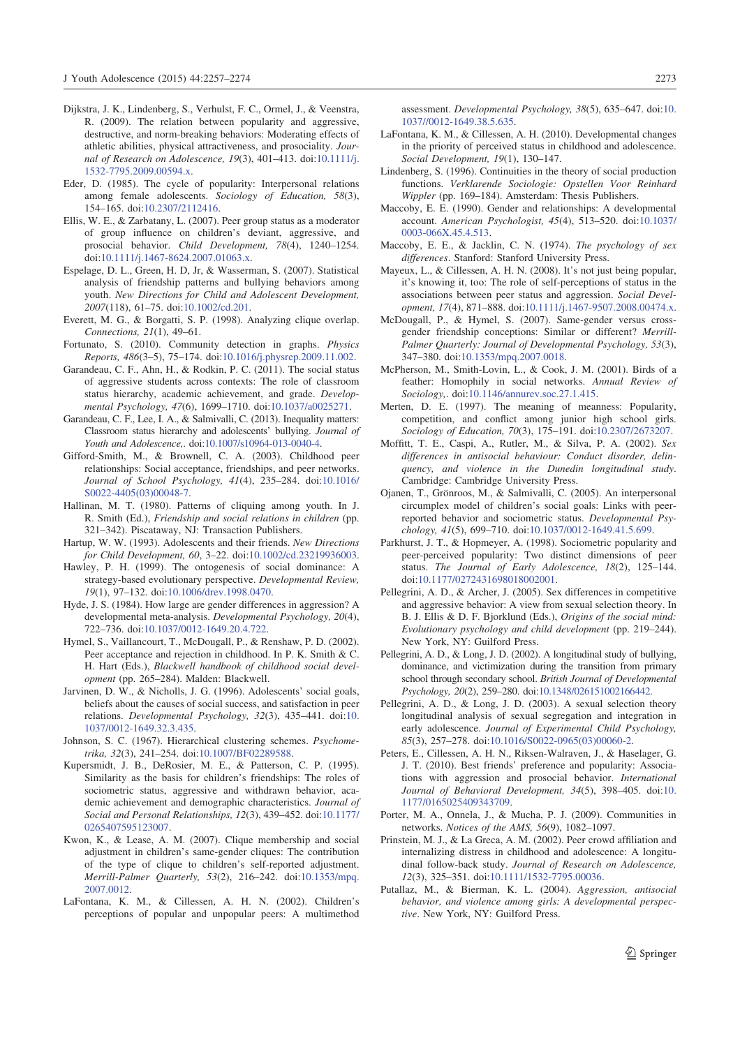Dijkstra, J. K., Lindenberg, S., Verhulst, F. C., Ormel, J., & Veenstra, R. (2009). The relation between popularity and aggressive, destructive, and norm-breaking behaviors: Moderating effects of athletic abilities, physical attractiveness, and prosociality. *Journal of Research on Adolescence, 19*(3), 401–413. doi:10.1111/j.1532-7795.2009.00594.x.

Eder, D. (1985). The cycle of popularity: Interpersonal relations among female adolescents. *Sociology of Education, 58*(3), 154–165. doi:10.2307/2112416.

Ellis, W. E., & Zarbatany, L. (2007). Peer group status as a moderator of group influence on children's deviant, aggressive, and prosocial behavior. *Child Development, 78*(4), 1240–1254. doi:10.1111/j.1467-8624.2007.01063.x.

Espelage, D. L., Green, H. D, Jr, & Wasserman, S. (2007). Statistical analysis of friendship patterns and bullying behaviors among youth. *New Directions for Child and Adolescent Development, 2007*(118), 61–75. doi:10.1002/cd.201.

Everett, M. G., & Borgatti, S. P. (1998). Analyzing clique overlap. *Connections, 21*(1), 49–61.

Fortunato, S. (2010). Community detection in graphs. *Physics Reports, 486*(3–5), 75–174. doi:10.1016/j.physrep.2009.11.002.

Garandeau, C. F., Ahn, H., & Rodkin, P. C. (2011). The social status of aggressive students across contexts: The role of classroom status hierarchy, academic achievement, and grade. *Developmental Psychology, 47*(6), 1699–1710. doi:10.1037/a0025271.

Garandeau, C. F., Lee, I. A., & Salmivalli, C. (2013). Inequality matters: Classroom status hierarchy and adolescents' bullying. *Journal of Youth and Adolescence,*. doi:10.1007/s10964-013-0040-4.

Gifford-Smith, M., & Brownell, C. A. (2003). Childhood peer relationships: Social acceptance, friendships, and peer networks. *Journal of School Psychology, 41*(4), 235–284. doi:10.1016/S0022-4405(03)00048-7.

Hallinan, M. T. (1980). Patterns of cliquing among youth. In J. R. Smith (Ed.), *Friendship and social relations in children* (pp. 321–342). Piscataway, NJ: Transaction Publishers.

Hartup, W. W. (1993). Adolescents and their friends. *New Directions for Child Development, 60*, 3–22. doi:10.1002/cd.23219936003.

Hawley, P. H. (1999). The ontogenesis of social dominance: A strategy-based evolutionary perspective. *Developmental Review, 19*(1), 97–132. doi:10.1006/drev.1998.0470.

Hyde, J. S. (1984). How large are gender differences in aggression? A developmental meta-analysis. *Developmental Psychology, 20*(4), 722–736. doi:10.1037/0012-1649.20.4.722.

Hymel, S., Vaillancourt, T., McDougall, P., & Renshaw, P. D. (2002). Peer acceptance and rejection in childhood. In P. K. Smith & C. H. Hart (Eds.), *Blackwell handbook of childhood social development* (pp. 265–284). Malden: Blackwell.

Jarvinen, D. W., & Nicholls, J. G. (1996). Adolescents' social goals, beliefs about the causes of social success, and satisfaction in peer relations. *Developmental Psychology, 32*(3), 435–441. doi:10.1037/0012-1649.32.3.435.

Johnson, S. C. (1967). Hierarchical clustering schemes. *Psychometrika, 32*(3), 241–254. doi:10.1007/BF02289588.

Kupersmidt, J. B., DeRosier, M. E., & Patterson, C. P. (1995). Similarity as the basis for children's friendships: The roles of sociometric status, aggressive and withdrawn behavior, academic achievement and demographic characteristics. *Journal of Social and Personal Relationships, 12*(3), 439–452. doi:10.1177/0265407595123007.

Kwon, K., & Lease, A. M. (2007). Clique membership and social adjustment in children's same-gender cliques: The contribution of the type of clique to children's self-reported adjustment. *Merrill-Palmer Quarterly, 53*(2), 216–242. doi:10.1353/mpq.2007.0012.

LaFontana, K. M., & Cillessen, A. H. N. (2002). Children's perceptions of popular and unpopular peers: A multimethod assessment. *Developmental Psychology, 38*(5), 635–647. doi:10.1037//0012-1649.38.5.635.

LaFontana, K. M., & Cillessen, A. H. (2010). Developmental changes in the priority of perceived status in childhood and adolescence. *Social Development, 19*(1), 130–147.

Lindenberg, S. (1996). Continuities in the theory of social production functions. *Verklarende Sociologie: Opstellen Voor Reinhard Wippler* (pp. 169–184). Amsterdam: Thesis Publishers.

Maccoby, E. E. (1990). Gender and relationships: A developmental account. *American Psychologist, 45*(4), 513–520. doi:10.1037/0003-066X.45.4.513.

Maccoby, E. E., & Jacklin, C. N. (1974). *The psychology of sex differences*. Stanford: Stanford University Press.

Mayeux, L., & Cillessen, A. H. N. (2008). It's not just being popular, it's knowing it, too: The role of self-perceptions of status in the associations between peer status and aggression. *Social Development, 17*(4), 871–888. doi:10.1111/j.1467-9507.2008.00474.x.

McDougall, P., & Hymel, S. (2007). Same-gender versus cross-gender friendship conceptions: Similar or different? *Merrill-Palmer Quarterly: Journal of Developmental Psychology, 53*(3), 347–380. doi:10.1353/mpq.2007.0018.

McPherson, M., Smith-Lovin, L., & Cook, J. M. (2001). Birds of a feather: Homophily in social networks. *Annual Review of Sociology,*. doi:10.1146/annurev.soc.27.1.415.

Merten, D. E. (1997). The meaning of meanness: Popularity, competition, and conflict among junior high school girls. *Sociology of Education, 70*(3), 175–191. doi:10.2307/2673207.

Moffitt, T. E., Caspi, A., Rutler, M., & Silva, P. A. (2002). *Sex differences in antisocial behaviour: Conduct disorder, delinquency, and violence in the Dunedin longitudinal study*. Cambridge: Cambridge University Press.

Ojanen, T., Grönroos, M., & Salmivalli, C. (2005). An interpersonal circumplex model of children's social goals: Links with peer-reported behavior and sociometric status. *Developmental Psychology, 41*(5), 699–710. doi:10.1037/0012-1649.41.5.699.

Parkhurst, J. T., & Hopmeyer, A. (1998). Sociometric popularity and peer-perceived popularity: Two distinct dimensions of peer status. *The Journal of Early Adolescence, 18*(2), 125–144. doi:10.1177/0272431698018002001.

Pellegrini, A. D., & Archer, J. (2005). Sex differences in competitive and aggressive behavior: A view from sexual selection theory. In B. J. Ellis & D. F. Bjorklund (Eds.), *Origins of the social mind: Evolutionary psychology and child development* (pp. 219–244). New York, NY: Guilford Press.

Pellegrini, A. D., & Long, J. D. (2002). A longitudinal study of bullying, dominance, and victimization during the transition from primary school through secondary school. *British Journal of Developmental Psychology, 20*(2), 259–280. doi:10.1348/026151002166442.

Pellegrini, A. D., & Long, J. D. (2003). A sexual selection theory longitudinal analysis of sexual segregation and integration in early adolescence. *Journal of Experimental Child Psychology, 85*(3), 257–278. doi:10.1016/S0022-0965(03)00060-2.

Peters, E., Cillessen, A. H. N., Riksen-Walraven, J., & Haselager, G. J. T. (2010). Best friends' preference and popularity: Associations with aggression and prosocial behavior. *International Journal of Behavioral Development, 34*(5), 398–405. doi:10.1177/0165025409343709.

Porter, M. A., Onnela, J., & Mucha, P. J. (2009). Communities in networks. *Notices of the AMS, 56*(9), 1082–1097.

Prinstein, M. J., & La Greca, A. M. (2002). Peer crowd affiliation and internalizing distress in childhood and adolescence: A longitudinal follow-back study. *Journal of Research on Adolescence, 12*(3), 325–351. doi:10.1111/1532-7795.00036.

Putallaz, M., & Bierman, K. L. (2004). *Aggression, antisocial behavior, and violence among girls: A developmental perspective*. New York, NY: Guilford Press.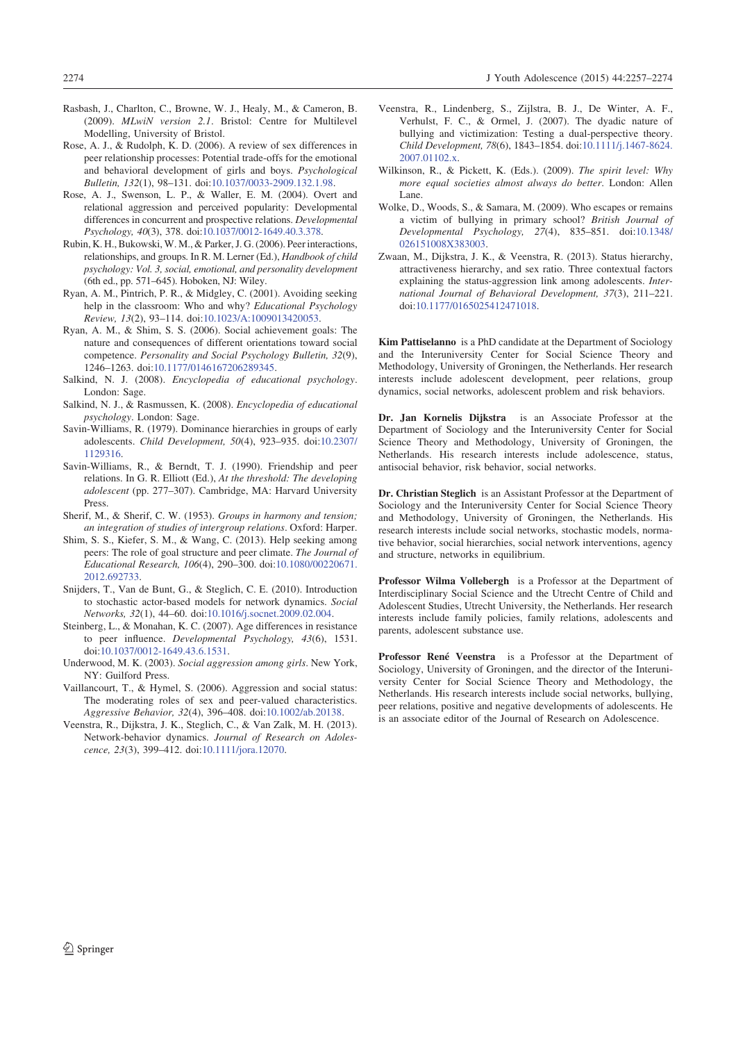Rasbash, J., Charlton, C., Browne, W. J., Healy, M., & Cameron, B. (2009). *MLwiN version 2.1*. Bristol: Centre for Multilevel Modelling, University of Bristol.

Rose, A. J., & Rudolph, K. D. (2006). A review of sex differences in peer relationship processes: Potential trade-offs for the emotional and behavioral development of girls and boys. *Psychological Bulletin, 132*(1), 98–131. doi:10.1037/0033-2909.132.1.98.

Rose, A. J., Swenson, L. P., & Waller, E. M. (2004). Overt and relational aggression and perceived popularity: Developmental differences in concurrent and prospective relations. *Developmental Psychology, 40*(3), 378. doi:10.1037/0012-1649.40.3.378.

Rubin, K. H., Bukowski, W. M., & Parker, J. G. (2006). Peer interactions, relationships, and groups. In R. M. Lerner (Ed.), *Handbook of child psychology: Vol. 3, social, emotional, and personality development* (6th ed., pp. 571–645). Hoboken, NJ: Wiley.

Ryan, A. M., Pintrich, P. R., & Midgley, C. (2001). Avoiding seeking help in the classroom: Who and why? *Educational Psychology Review, 13*(2), 93–114. doi:10.1023/A:1009013420053.

Ryan, A. M., & Shim, S. S. (2006). Social achievement goals: The nature and consequences of different orientations toward social competence. *Personality and Social Psychology Bulletin, 32*(9), 1246–1263. doi:10.1177/0146167206289345.

Salkind, N. J. (2008). *Encyclopedia of educational psychology*. London: Sage.

Salkind, N. J., & Rasmussen, K. (2008). *Encyclopedia of educational psychology*. London: Sage.

Savin-Williams, R. (1979). Dominance hierarchies in groups of early adolescents. *Child Development, 50*(4), 923–935. doi:10.2307/1129316.

Savin-Williams, R., & Berndt, T. J. (1990). Friendship and peer relations. In G. R. Elliott (Ed.), *At the threshold: The developing adolescent* (pp. 277–307). Cambridge, MA: Harvard University Press.

Sherif, M., & Sherif, C. W. (1953). *Groups in harmony and tension; an integration of studies of intergroup relations*. Oxford: Harper.

Shim, S. S., Kiefer, S. M., & Wang, C. (2013). Help seeking among peers: The role of goal structure and peer climate. *The Journal of Educational Research, 106*(4), 290–300. doi:10.1080/00220671.2012.692733.

Snijders, T., Van de Bunt, G., & Steglich, C. E. (2010). Introduction to stochastic actor-based models for network dynamics. *Social Networks, 32*(1), 44–60. doi:10.1016/j.socnet.2009.02.004.

Steinberg, L., & Monahan, K. C. (2007). Age differences in resistance to peer influence. *Developmental Psychology, 43*(6), 1531. doi:10.1037/0012-1649.43.6.1531.

Underwood, M. K. (2003). *Social aggression among girls*. New York, NY: Guilford Press.

Vaillancourt, T., & Hymel, S. (2006). Aggression and social status: The moderating roles of sex and peer-valued characteristics. *Aggressive Behavior, 32*(4), 396–408. doi:10.1002/ab.20138.

Veenstra, R., Dijkstra, J. K., Steglich, C., & Van Zalk, M. H. (2013). Network-behavior dynamics. *Journal of Research on Adolescence, 23*(3), 399–412. doi:10.1111/jora.12070.

Veenstra, R., Lindenberg, S., Zijlstra, B. J., De Winter, A. F., Verhulst, F. C., & Ormel, J. (2007). The dyadic nature of bullying and victimization: Testing a dual-perspective theory. *Child Development, 78*(6), 1843–1854. doi:10.1111/j.1467-8624.2007.01102.x.

Wilkinson, R., & Pickett, K. (Eds.). (2009). *The spirit level: Why more equal societies almost always do better*. London: Allen Lane.

Wolke, D., Woods, S., & Samara, M. (2009). Who escapes or remains a victim of bullying in primary school? *British Journal of Developmental Psychology, 27*(4), 835–851. doi:10.1348/026151008X383003.

Zwaan, M., Dijkstra, J. K., & Veenstra, R. (2013). Status hierarchy, attractiveness hierarchy, and sex ratio. Three contextual factors explaining the status-aggression link among adolescents. *International Journal of Behavioral Development, 37*(3), 211–221. doi:10.1177/0165025412471018.

**Kim Pattiselanno** is a PhD candidate at the Department of Sociology and the Interuniversity Center for Social Science Theory and Methodology, University of Groningen, the Netherlands. Her research interests include adolescent development, peer relations, group dynamics, social networks, adolescent problem and risk behaviors.

**Dr. Jan Kornelis Dijkstra** is an Associate Professor at the Department of Sociology and the Interuniversity Center for Social Science Theory and Methodology, University of Groningen, the Netherlands. His research interests include adolescence, status, antisocial behavior, risk behavior, social networks.

**Dr. Christian Steglich** is an Assistant Professor at the Department of Sociology and the Interuniversity Center for Social Science Theory and Methodology, University of Groningen, the Netherlands. His research interests include social networks, stochastic models, normative behavior, social hierarchies, social network interventions, agency and structure, networks in equilibrium.

**Professor Wilma Vollebergh** is a Professor at the Department of Interdisciplinary Social Science and the Utrecht Centre of Child and Adolescent Studies, Utrecht University, the Netherlands. Her research interests include family policies, family relations, adolescents and parents, adolescent substance use.

**Professor René Veenstra** is a Professor at the Department of Sociology, University of Groningen, and the director of the Interuniversity Center for Social Science Theory and Methodology, the Netherlands. His research interests include social networks, bullying, peer relations, positive and negative developments of adolescents. He is an associate editor of the Journal of Research on Adolescence.